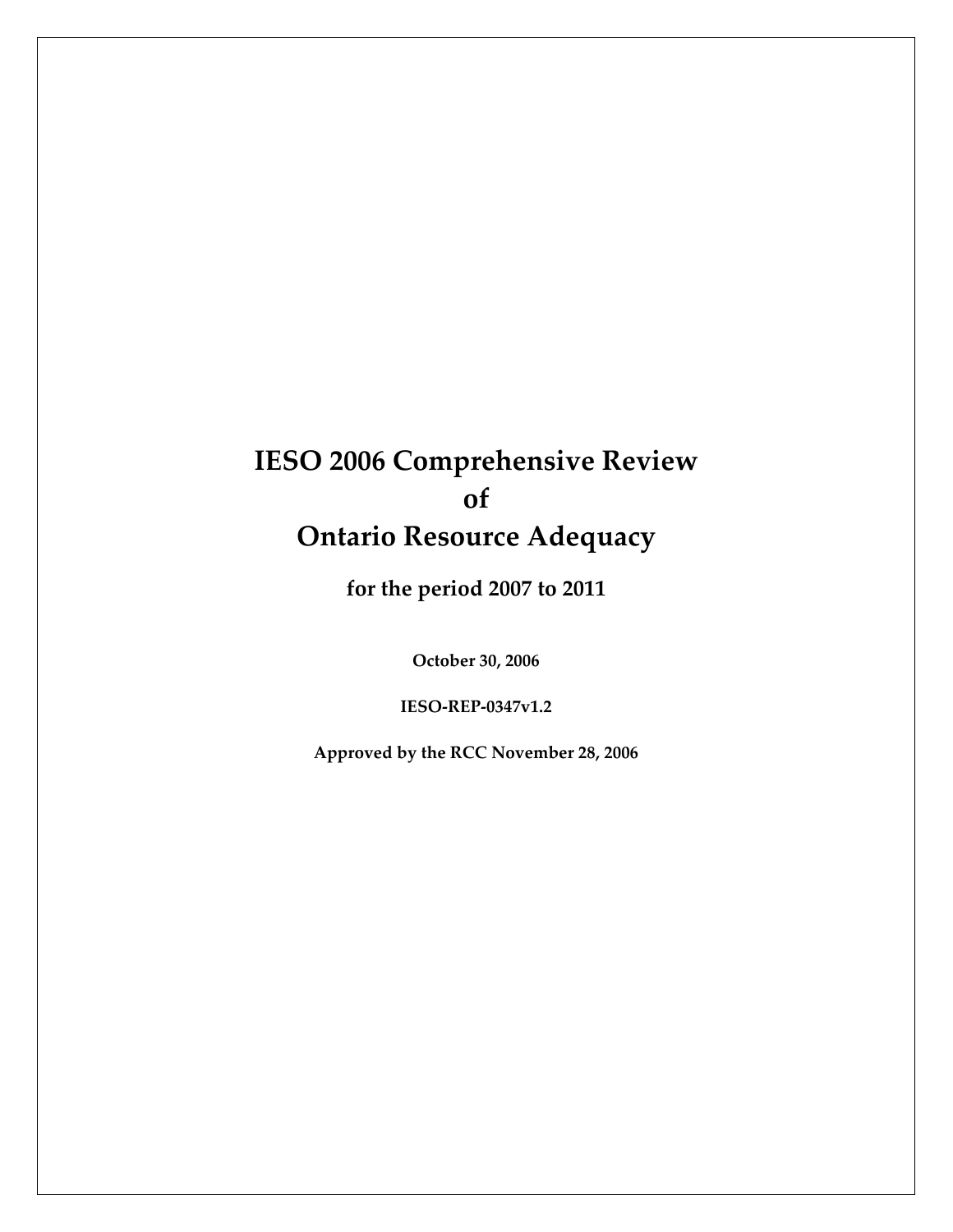# IESO 2006 Comprehensive Review of Ontario Resource Adequacy

## for the period 2007 to 2011

**October 30, 2006**

**IESO-REP-0347v1.2**

**Approved by the RCC November 28, 2006**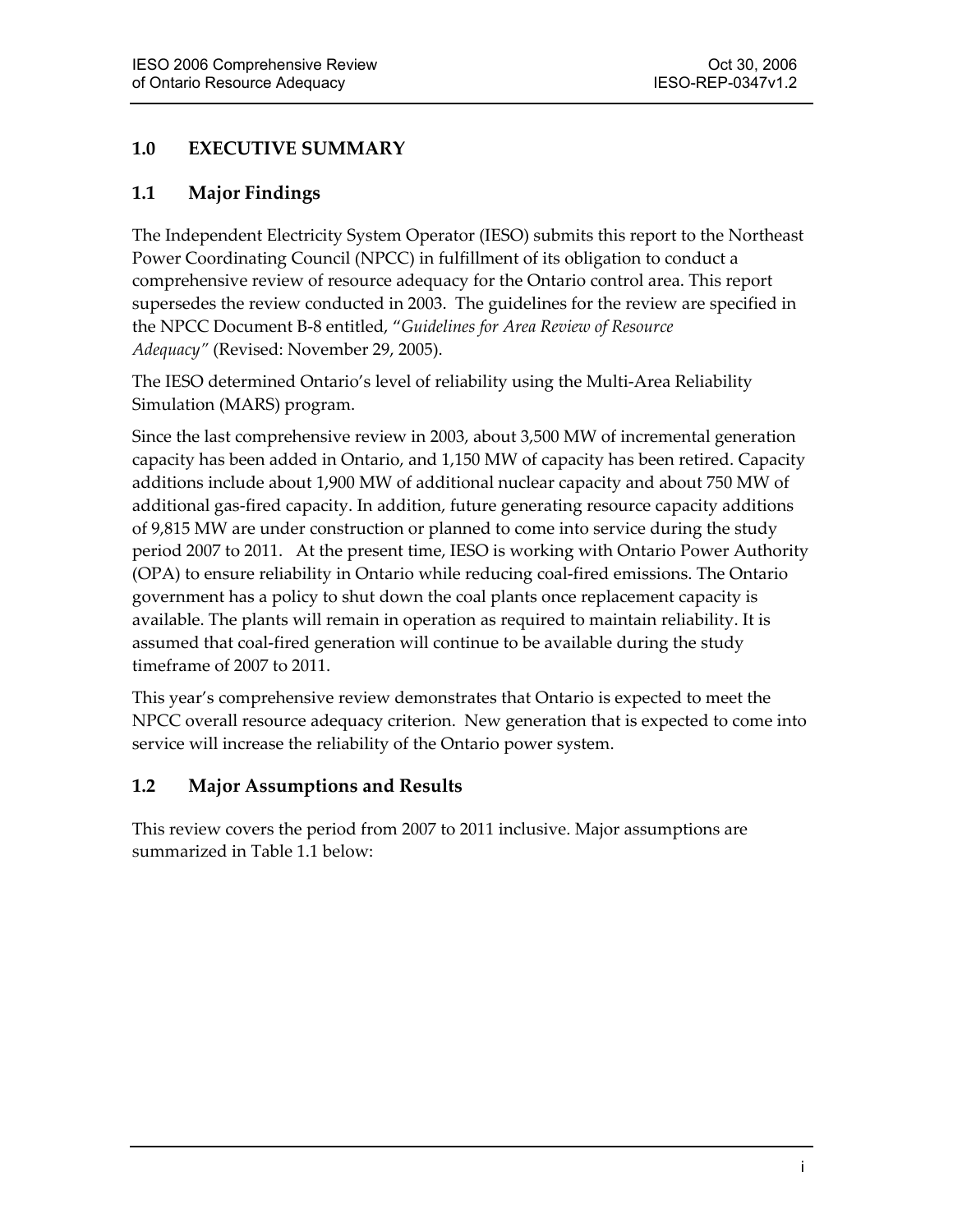## 1.0 EXECUTIVE SUMMARY

### 1.1 Major Findings

The Independent Electricity System Operator (IESO) submits this report to the Northeast Power Coordinating Council (NPCC) in fulfillment of its obligation to conduct a comprehensive review of resource adequacy for the Ontario control area. This report supersedes the review conducted in 2003. The guidelines for the review are specified in the NPCC Document B-8 entitled, "*Guidelines for Area Review of Resource Adequacy"* (Revised: November 29, 2005).

The IESO determined Ontario's level of reliability using the Multi-Area Reliability Simulation (MARS) program.

Since the last comprehensive review in 2003, about 3,500 MW of incremental generation capacity has been added in Ontario, and 1,150 MW of capacity has been retired. Capacity additions include about 1,900 MW of additional nuclear capacity and about 750 MW of additional gas-fired capacity. In addition, future generating resource capacity additions of 9,815 MW are under construction or planned to come into service during the study period 2007 to 2011. At the present time, IESO is working with Ontario Power Authority (OPA) to ensure reliability in Ontario while reducing coal-fired emissions. The Ontario government has a policy to shut down the coal plants once replacement capacity is available. The plants will remain in operation as required to maintain reliability. It is assumed that coal-fired generation will continue to be available during the study timeframe of 2007 to 2011.

This year's comprehensive review demonstrates that Ontario is expected to meet the NPCC overall resource adequacy criterion. New generation that is expected to come into service will increase the reliability of the Ontario power system.

### 1.2 Major Assumptions and Results

This review covers the period from 2007 to 2011 inclusive. Major assumptions are summarized in Table 1.1 below: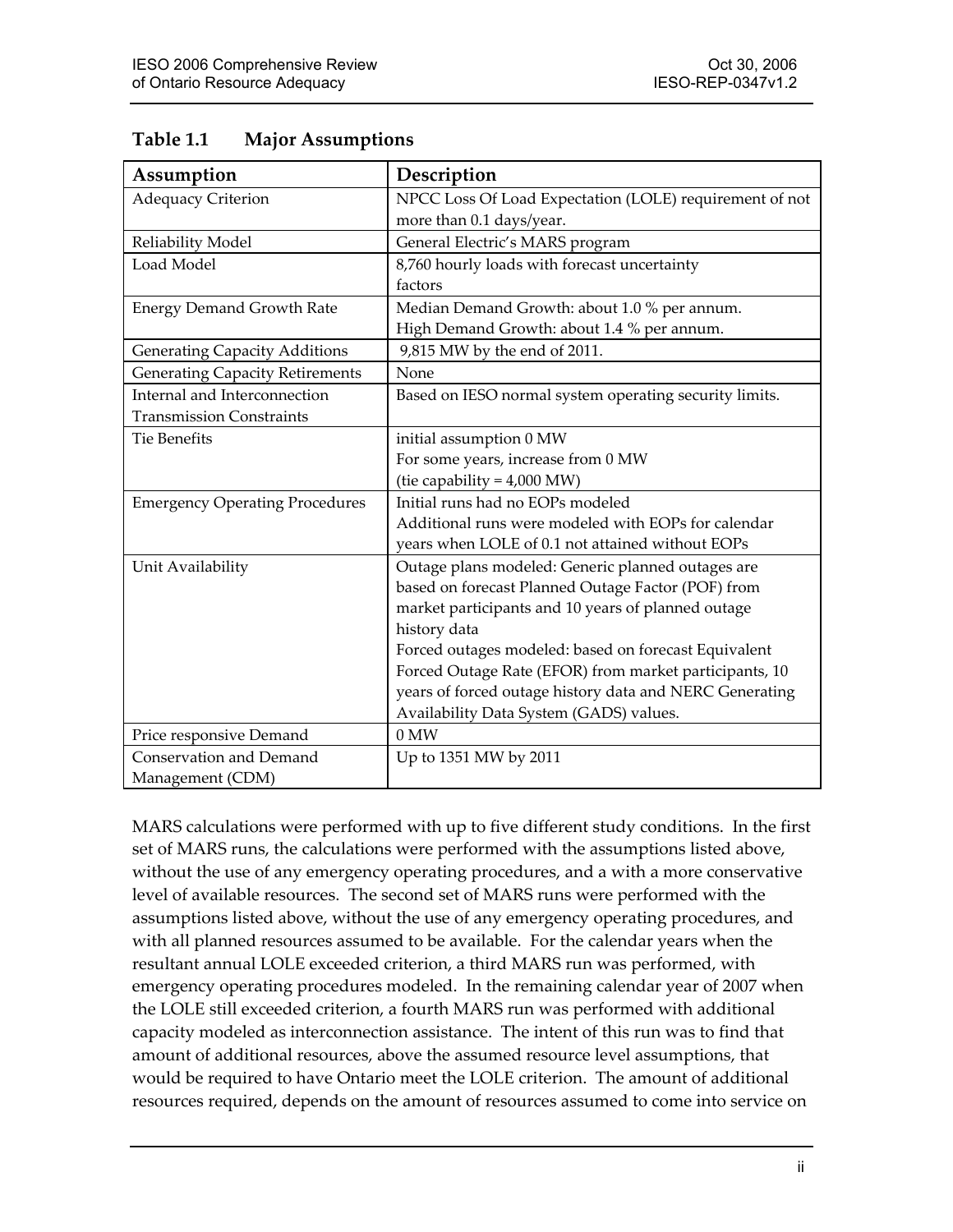**Table 1.1 Major Assumptions**

| Assumption | Description |
|---|---|
| Adequacy Criterion | NPCC Loss Of Load Expectation (LOLE) requirement of not more than 0.1 days/year. |
| Reliability Model | General Electric's MARS program |
| Load Model | 8,760 hourly loads with forecast uncertainty factors |
| Energy Demand Growth Rate | Median Demand Growth: about 1.0 % per annum.<br>High Demand Growth: about 1.4 % per annum. |
| Generating Capacity Additions | 9,815 MW by the end of 2011. |
| Generating Capacity Retirements | None |
| Internal and Interconnection Transmission Constraints | Based on IESO normal system operating security limits. |
| Tie Benefits | initial assumption 0 MW<br>For some years, increase from 0 MW<br>(tie capability = 4,000 MW) |
| Emergency Operating Procedures | Initial runs had no EOPs modeled<br>Additional runs were modeled with EOPs for calendar years when LOLE of 0.1 not attained without EOPs |
| Unit Availability | Outage plans modeled: Generic planned outages are based on forecast Planned Outage Factor (POF) from market participants and 10 years of planned outage history data<br>Forced outages modeled: based on forecast Equivalent Forced Outage Rate (EFOR) from market participants, 10 years of forced outage history data and NERC Generating Availability Data System (GADS) values. |
| Price responsive Demand | 0 MW |
| Conservation and Demand Management (CDM) | Up to 1351 MW by 2011 |

MARS calculations were performed with up to five different study conditions. In the first set of MARS runs, the calculations were performed with the assumptions listed above, without the use of any emergency operating procedures, and a with a more conservative level of available resources. The second set of MARS runs were performed with the assumptions listed above, without the use of any emergency operating procedures, and with all planned resources assumed to be available. For the calendar years when the resultant annual LOLE exceeded criterion, a third MARS run was performed, with emergency operating procedures modeled. In the remaining calendar year of 2007 when the LOLE still exceeded criterion, a fourth MARS run was performed with additional capacity modeled as interconnection assistance. The intent of this run was to find that amount of additional resources, above the assumed resource level assumptions, that would be required to have Ontario meet the LOLE criterion. The amount of additional resources required, depends on the amount of resources assumed to come into service on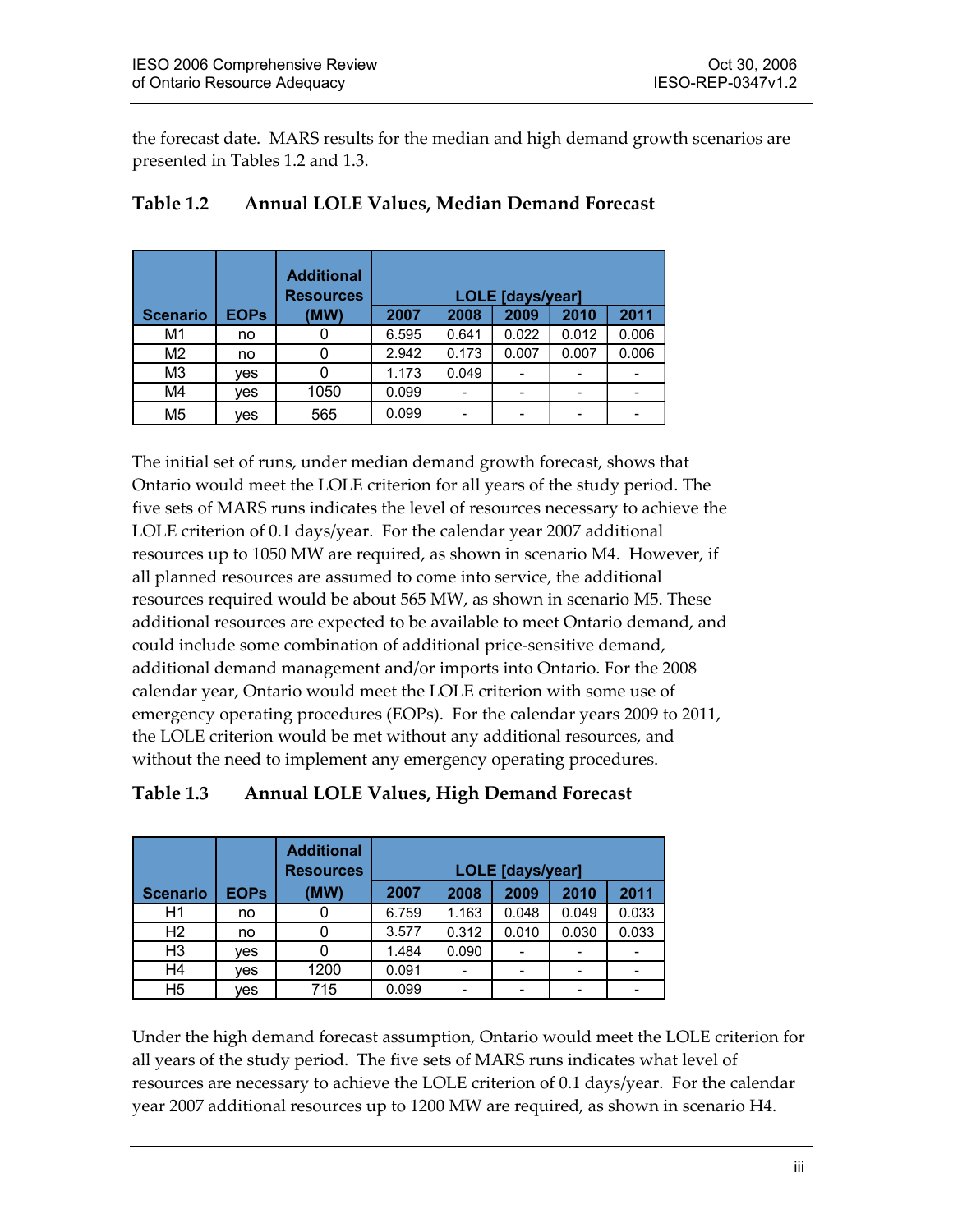the forecast date. MARS results for the median and high demand growth scenarios are presented in Tables 1.2 and 1.3.

**Table 1.2 Annual LOLE Values, Median Demand Forecast**

| Scenario | EOPs | Additional Resources (MW) | LOLE [days/year] | | | | |
|---|---|---|---|---|---|---|---|
| | | | 2007 | 2008 | 2009 | 2010 | 2011 |
| M1 | no | 0 | 6.595 | 0.641 | 0.022 | 0.012 | 0.006 |
| M2 | no | 0 | 2.942 | 0.173 | 0.007 | 0.007 | 0.006 |
| M3 | yes | 0 | 1.173 | 0.049 | - | - | - |
| M4 | yes | 1050 | 0.099 | - | - | - | - |
| M5 | yes | 565 | 0.099 | - | - | - | - |

The initial set of runs, under median demand growth forecast, shows that Ontario would meet the LOLE criterion for all years of the study period. The five sets of MARS runs indicates the level of resources necessary to achieve the LOLE criterion of 0.1 days/year. For the calendar year 2007 additional resources up to 1050 MW are required, as shown in scenario M4. However, if all planned resources are assumed to come into service, the additional resources required would be about 565 MW, as shown in scenario M5. These additional resources are expected to be available to meet Ontario demand, and could include some combination of additional price-sensitive demand, additional demand management and/or imports into Ontario. For the 2008 calendar year, Ontario would meet the LOLE criterion with some use of emergency operating procedures (EOPs). For the calendar years 2009 to 2011, the LOLE criterion would be met without any additional resources, and without the need to implement any emergency operating procedures.

**Table 1.3 Annual LOLE Values, High Demand Forecast**

| Scenario | EOPs | Additional Resources (MW) | LOLE [days/year] | | | | |
|---|---|---|---|---|---|---|---|
| | | | 2007 | 2008 | 2009 | 2010 | 2011 |
| H1 | no | 0 | 6.759 | 1.163 | 0.048 | 0.049 | 0.033 |
| H2 | no | 0 | 3.577 | 0.312 | 0.010 | 0.030 | 0.033 |
| H3 | yes | 0 | 1.484 | 0.090 | - | - | - |
| H4 | yes | 1200 | 0.091 | - | - | - | - |
| H5 | yes | 715 | 0.099 | - | - | - | - |

Under the high demand forecast assumption, Ontario would meet the LOLE criterion for all years of the study period. The five sets of MARS runs indicates what level of resources are necessary to achieve the LOLE criterion of 0.1 days/year. For the calendar year 2007 additional resources up to 1200 MW are required, as shown in scenario H4.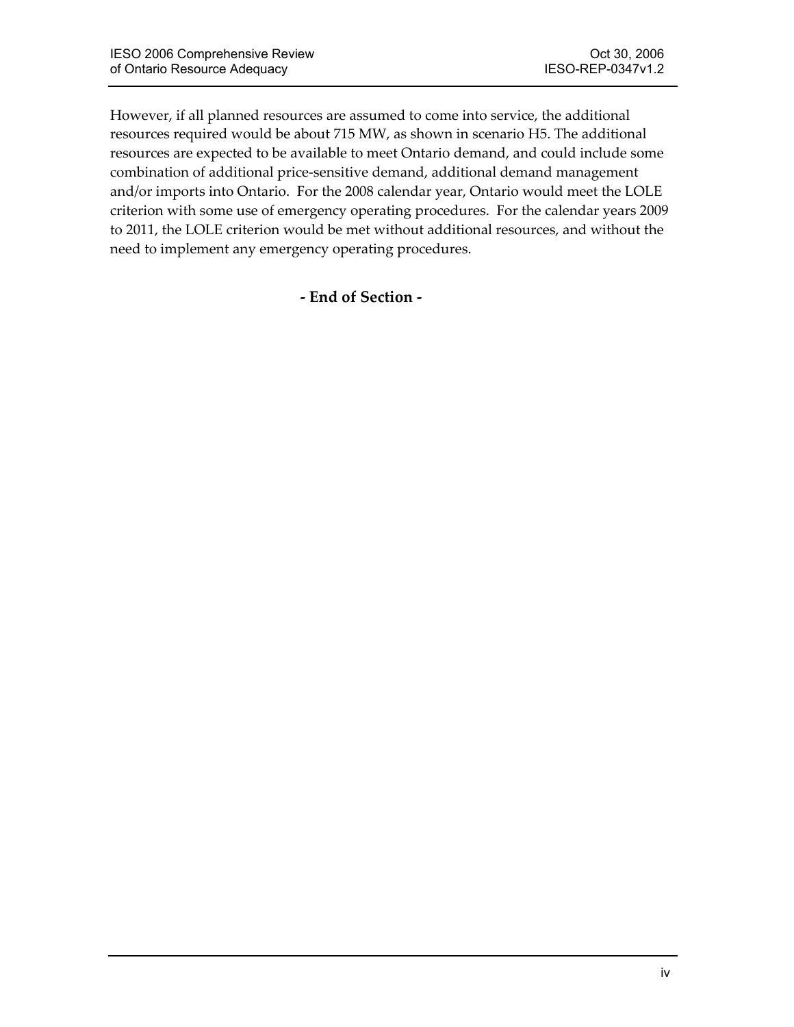However, if all planned resources are assumed to come into service, the additional resources required would be about 715 MW, as shown in scenario H5. The additional resources are expected to be available to meet Ontario demand, and could include some combination of additional price-sensitive demand, additional demand management and/or imports into Ontario. For the 2008 calendar year, Ontario would meet the LOLE criterion with some use of emergency operating procedures. For the calendar years 2009 to 2011, the LOLE criterion would be met without additional resources, and without the need to implement any emergency operating procedures.

**- End of Section -**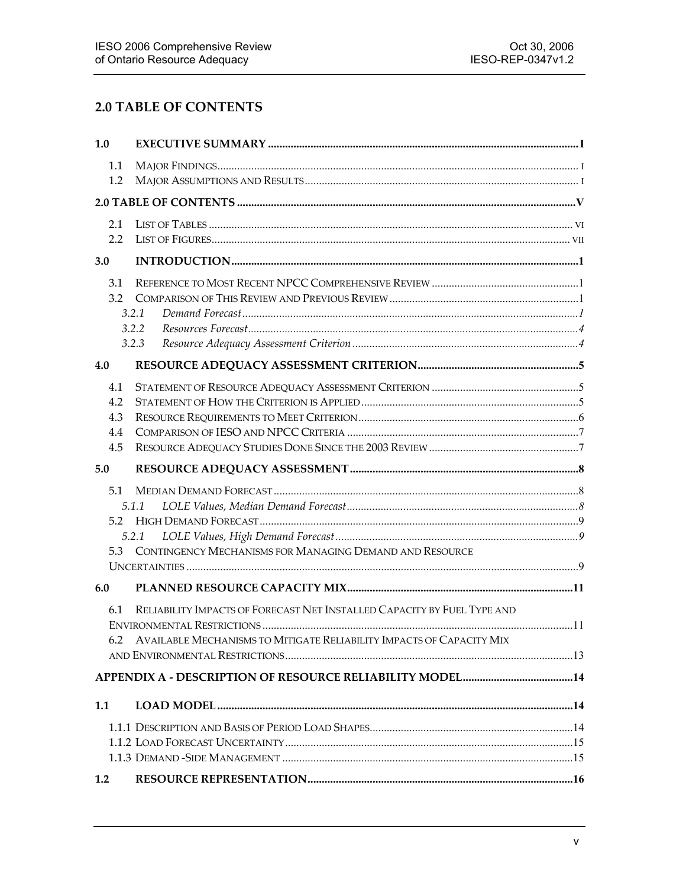## 2.0 TABLE OF CONTENTS

**1.0 EXECUTIVE SUMMARY ........ I**

- 1.1 MAJOR FINDINGS ........ I
- 1.2 MAJOR ASSUMPTIONS AND RESULTS ........ I

**2.0 TABLE OF CONTENTS ........ V**

- 2.1 LIST OF TABLES ........ VI
- 2.2 LIST OF FIGURES ........ VII

**3.0 INTRODUCTION ........ 1**

- 3.1 REFERENCE TO MOST RECENT NPCC COMPREHENSIVE REVIEW ........ 1
- 3.2 COMPARISON OF THIS REVIEW AND PREVIOUS REVIEW ........ 1
  - *3.2.1 Demand Forecast ........ 1*
  - *3.2.2 Resources Forecast ........ 4*
  - *3.2.3 Resource Adequacy Assessment Criterion ........ 4*

**4.0 RESOURCE ADEQUACY ASSESSMENT CRITERION ........ 5**

- 4.1 STATEMENT OF RESOURCE ADEQUACY ASSESSMENT CRITERION ........ 5
- 4.2 STATEMENT OF HOW THE CRITERION IS APPLIED ........ 5
- 4.3 RESOURCE REQUIREMENTS TO MEET CRITERION ........ 6
- 4.4 COMPARISON OF IESO AND NPCC CRITERIA ........ 7
- 4.5 RESOURCE ADEQUACY STUDIES DONE SINCE THE 2003 REVIEW ........ 7

**5.0 RESOURCE ADEQUACY ASSESSMENT ........ 8**

- 5.1 MEDIAN DEMAND FORECAST ........ 8
  - *5.1.1 LOLE Values, Median Demand Forecast ........ 8*
- 5.2 HIGH DEMAND FORECAST ........ 9
  - *5.2.1 LOLE Values, High Demand Forecast ........ 9*
- 5.3 CONTINGENCY MECHANISMS FOR MANAGING DEMAND AND RESOURCE UNCERTAINTIES ........ 9

**6.0 PLANNED RESOURCE CAPACITY MIX ........ 11**

- 6.1 RELIABILITY IMPACTS OF FORECAST NET INSTALLED CAPACITY BY FUEL TYPE AND ENVIRONMENTAL RESTRICTIONS ........ 11
- 6.2 AVAILABLE MECHANISMS TO MITIGATE RELIABILITY IMPACTS OF CAPACITY MIX AND ENVIRONMENTAL RESTRICTIONS ........ 13

**APPENDIX A - DESCRIPTION OF RESOURCE RELIABILITY MODEL ........ 14**

**1.1 LOAD MODEL ........ 14**

- 1.1.1 DESCRIPTION AND BASIS OF PERIOD LOAD SHAPES ........ 14
- 1.1.2 LOAD FORECAST UNCERTAINTY ........ 15
- 1.1.3 DEMAND -SIDE MANAGEMENT ........ 15

**1.2 RESOURCE REPRESENTATION ........ 16**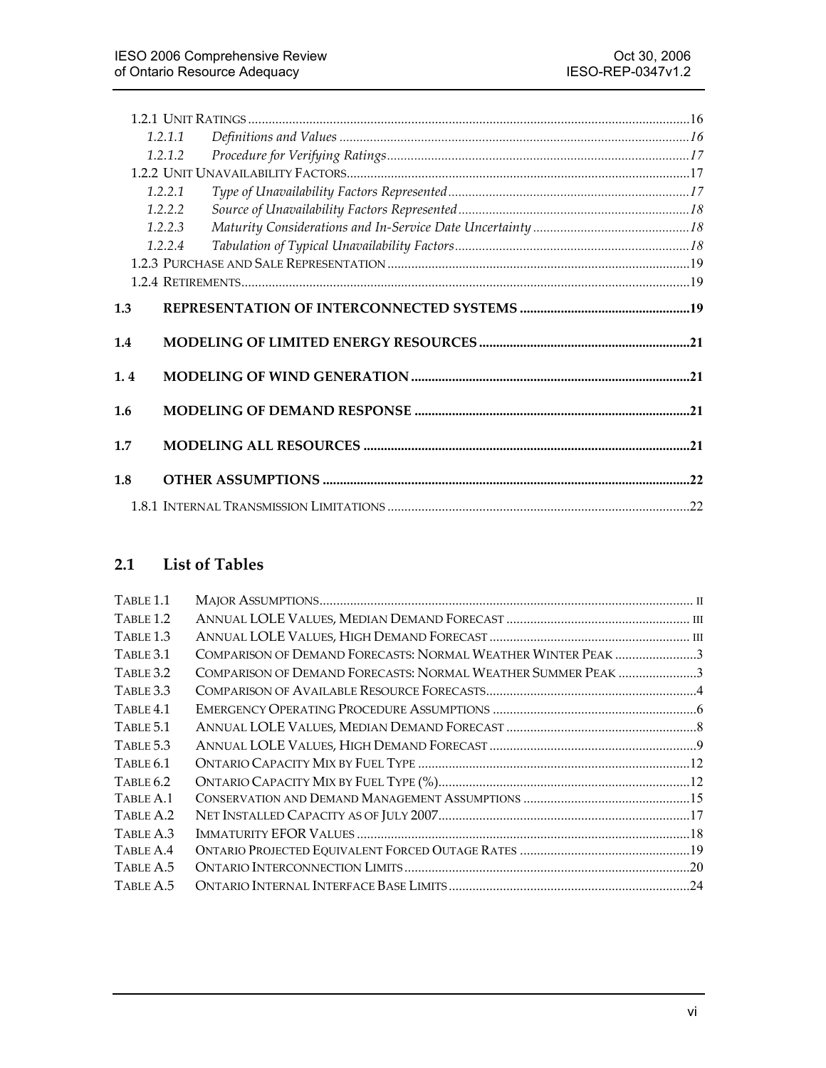1.2.1 Unit Ratings ..... 16

1.2.1.1 *Definitions and Values* ..... 16

1.2.1.2 *Procedure for Verifying Ratings* ..... 17

1.2.2 Unit Unavailability Factors ..... 17

1.2.2.1 *Type of Unavailability Factors Represented* ..... 17

1.2.2.2 *Source of Unavailability Factors Represented* ..... 18

1.2.2.3 *Maturity Considerations and In-Service Date Uncertainty* ..... 18

1.2.2.4 *Tabulation of Typical Unavailability Factors* ..... 18

1.2.3 Purchase and Sale Representation ..... 19

1.2.4 Retirements ..... 19

**1.3 REPRESENTATION OF INTERCONNECTED SYSTEMS ..... 19**

**1.4 MODELING OF LIMITED ENERGY RESOURCES ..... 21**

**1. 4 MODELING OF WIND GENERATION ..... 21**

**1.6 MODELING OF DEMAND RESPONSE ..... 21**

**1.7 MODELING ALL RESOURCES ..... 21**

**1.8 OTHER ASSUMPTIONS ..... 22**

1.8.1 Internal Transmission Limitations ..... 22

## 2.1 List of Tables

| | | |
|---|---|---|
| Table 1.1 | Major Assumptions | ii |
| Table 1.2 | Annual LOLE Values, Median Demand Forecast | iii |
| Table 1.3 | Annual LOLE Values, High Demand Forecast | iii |
| Table 3.1 | Comparison of Demand Forecasts: Normal Weather Winter Peak | 3 |
| Table 3.2 | Comparison of Demand Forecasts: Normal Weather Summer Peak | 3 |
| Table 3.3 | Comparison of Available Resource Forecasts | 4 |
| Table 4.1 | Emergency Operating Procedure Assumptions | 6 |
| Table 5.1 | Annual LOLE Values, Median Demand Forecast | 8 |
| Table 5.3 | Annual LOLE Values, High Demand Forecast | 9 |
| Table 6.1 | Ontario Capacity Mix by Fuel Type | 12 |
| Table 6.2 | Ontario Capacity Mix by Fuel Type (%) | 12 |
| Table A.1 | Conservation and Demand Management Assumptions | 15 |
| Table A.2 | Net Installed Capacity as of July 2007 | 17 |
| Table A.3 | Immaturity EFOR Values | 18 |
| Table A.4 | Ontario Projected Equivalent Forced Outage Rates | 19 |
| Table A.5 | Ontario Interconnection Limits | 20 |
| Table A.5 | Ontario Internal Interface Base Limits | 24 |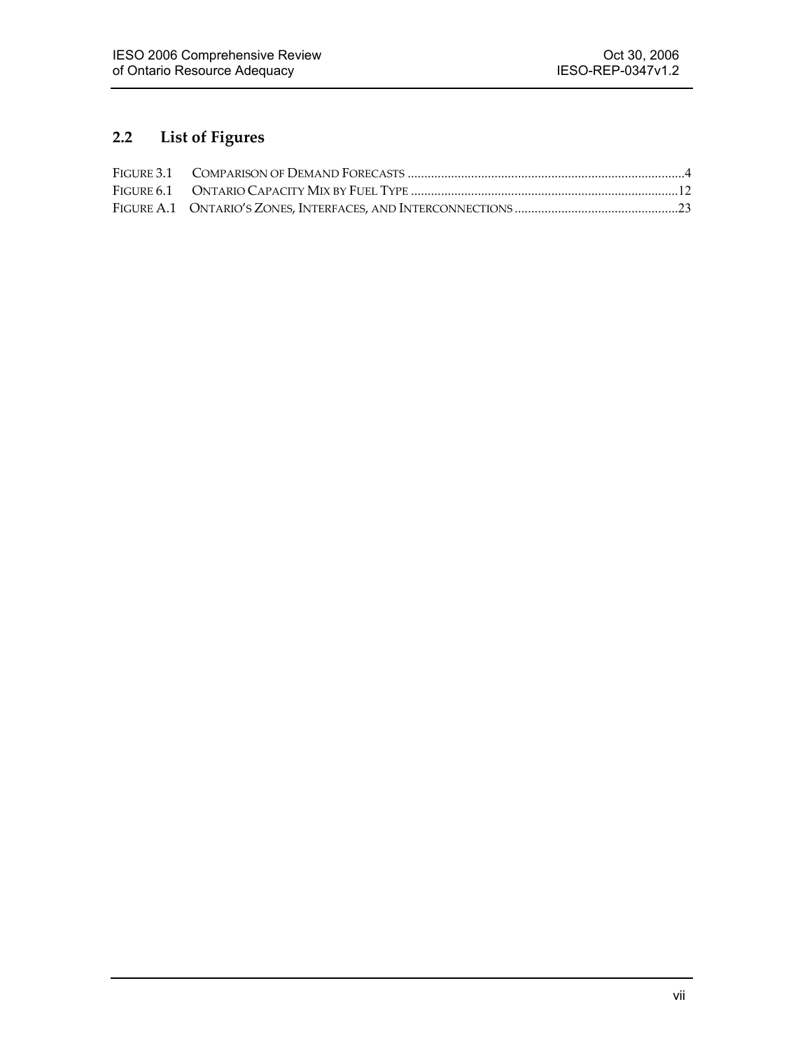## 2.2 List of Figures

| | | |
|---|---|---|
| Figure 3.1 | Comparison of Demand Forecasts | 4 |
| Figure 6.1 | Ontario Capacity Mix by Fuel Type | 12 |
| Figure A.1 | Ontario's Zones, Interfaces, and Interconnections | 23 |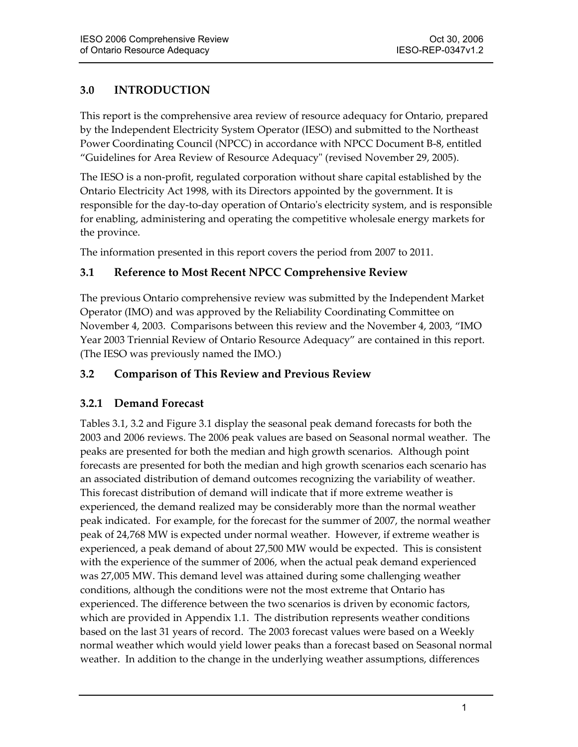## 3.0 INTRODUCTION

This report is the comprehensive area review of resource adequacy for Ontario, prepared by the Independent Electricity System Operator (IESO) and submitted to the Northeast Power Coordinating Council (NPCC) in accordance with NPCC Document B-8, entitled "Guidelines for Area Review of Resource Adequacy" (revised November 29, 2005).

The IESO is a non-profit, regulated corporation without share capital established by the Ontario Electricity Act 1998, with its Directors appointed by the government. It is responsible for the day-to-day operation of Ontario's electricity system, and is responsible for enabling, administering and operating the competitive wholesale energy markets for the province.

The information presented in this report covers the period from 2007 to 2011.

### 3.1 Reference to Most Recent NPCC Comprehensive Review

The previous Ontario comprehensive review was submitted by the Independent Market Operator (IMO) and was approved by the Reliability Coordinating Committee on November 4, 2003. Comparisons between this review and the November 4, 2003, "IMO Year 2003 Triennial Review of Ontario Resource Adequacy" are contained in this report. (The IESO was previously named the IMO.)

### 3.2 Comparison of This Review and Previous Review

#### 3.2.1 Demand Forecast

Tables 3.1, 3.2 and Figure 3.1 display the seasonal peak demand forecasts for both the 2003 and 2006 reviews. The 2006 peak values are based on Seasonal normal weather. The peaks are presented for both the median and high growth scenarios. Although point forecasts are presented for both the median and high growth scenarios each scenario has an associated distribution of demand outcomes recognizing the variability of weather. This forecast distribution of demand will indicate that if more extreme weather is experienced, the demand realized may be considerably more than the normal weather peak indicated. For example, for the forecast for the summer of 2007, the normal weather peak of 24,768 MW is expected under normal weather. However, if extreme weather is experienced, a peak demand of about 27,500 MW would be expected. This is consistent with the experience of the summer of 2006, when the actual peak demand experienced was 27,005 MW. This demand level was attained during some challenging weather conditions, although the conditions were not the most extreme that Ontario has experienced. The difference between the two scenarios is driven by economic factors, which are provided in Appendix 1.1. The distribution represents weather conditions based on the last 31 years of record. The 2003 forecast values were based on a Weekly normal weather which would yield lower peaks than a forecast based on Seasonal normal weather. In addition to the change in the underlying weather assumptions, differences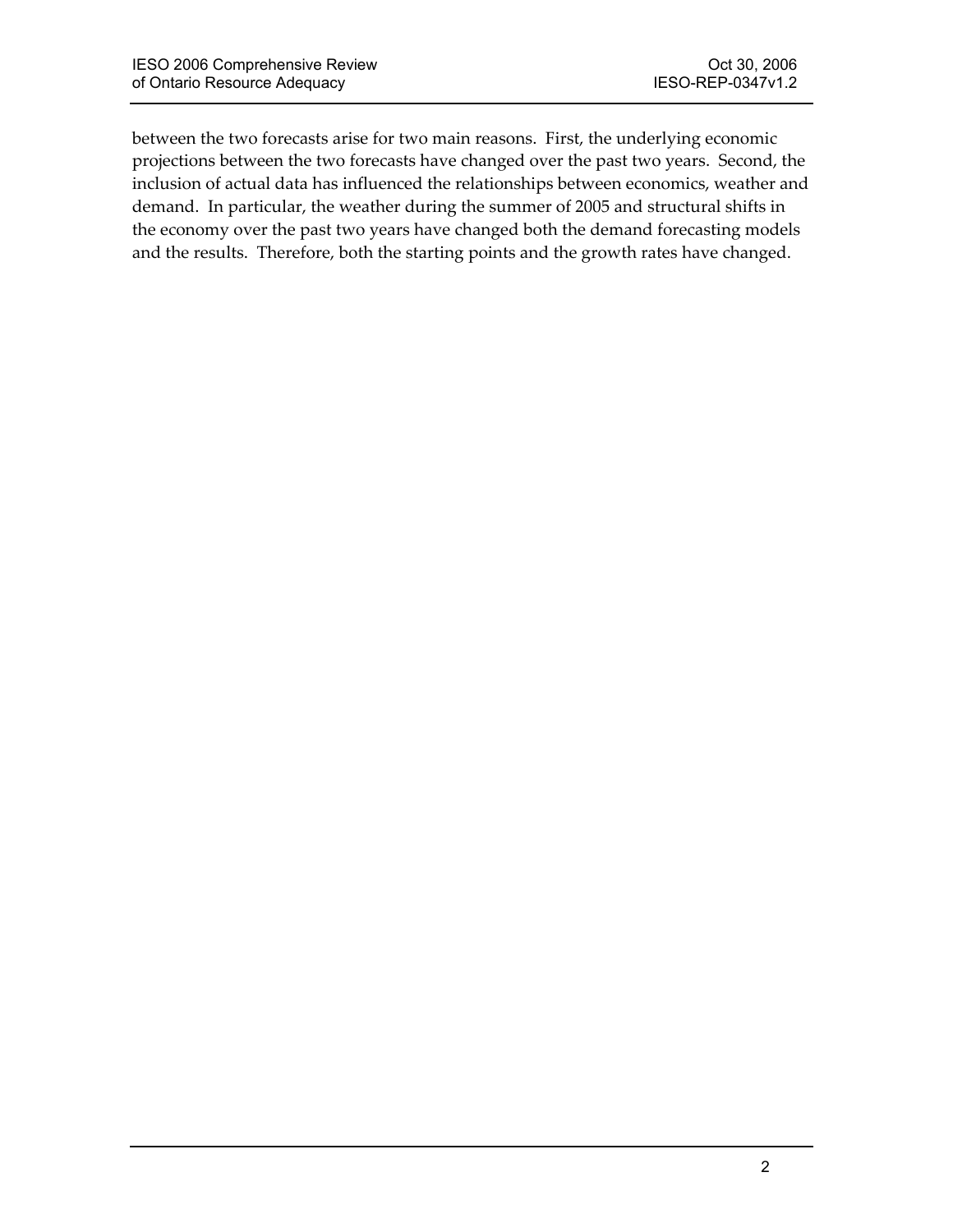between the two forecasts arise for two main reasons. First, the underlying economic projections between the two forecasts have changed over the past two years. Second, the inclusion of actual data has influenced the relationships between economics, weather and demand. In particular, the weather during the summer of 2005 and structural shifts in the economy over the past two years have changed both the demand forecasting models and the results. Therefore, both the starting points and the growth rates have changed.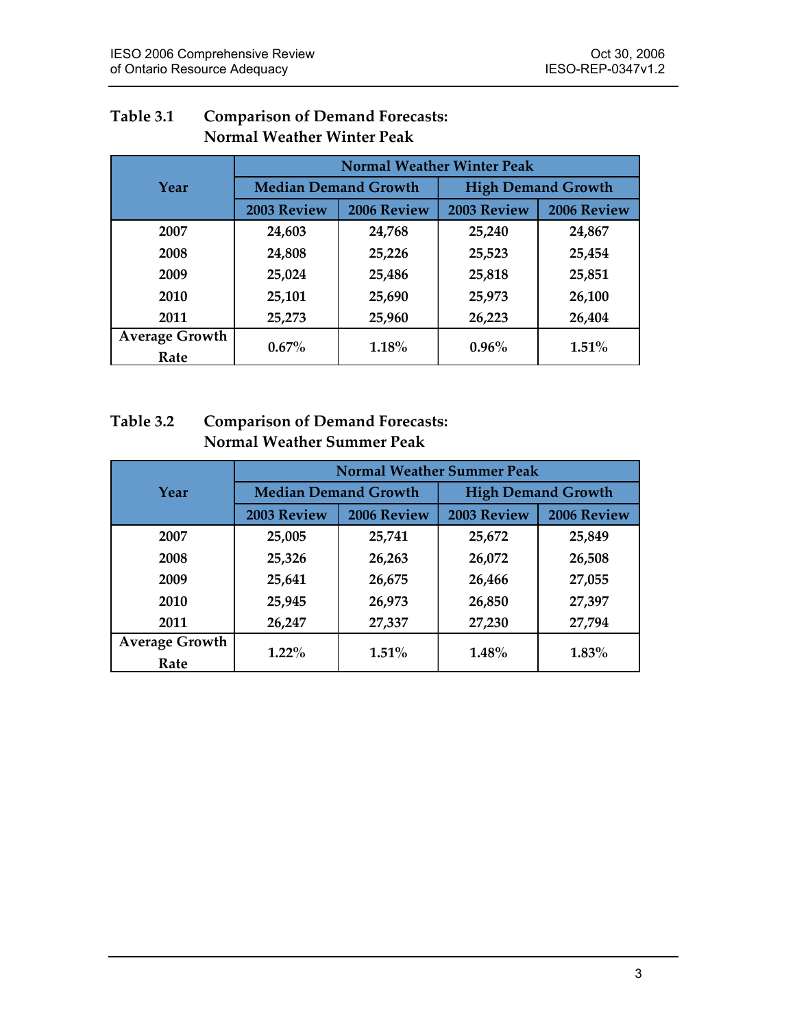**Table 3.1 Comparison of Demand Forecasts: Normal Weather Winter Peak**

| Year | Normal Weather Winter Peak | | | |
|---|---|---|---|---|
| | Median Demand Growth | | High Demand Growth | |
| | 2003 Review | 2006 Review | 2003 Review | 2006 Review |
| 2007 | 24,603 | 24,768 | 25,240 | 24,867 |
| 2008 | 24,808 | 25,226 | 25,523 | 25,454 |
| 2009 | 25,024 | 25,486 | 25,818 | 25,851 |
| 2010 | 25,101 | 25,690 | 25,973 | 26,100 |
| 2011 | 25,273 | 25,960 | 26,223 | 26,404 |
| Average Growth Rate | 0.67% | 1.18% | 0.96% | 1.51% |

**Table 3.2 Comparison of Demand Forecasts: Normal Weather Summer Peak**

| Year | Normal Weather Summer Peak | | | |
|---|---|---|---|---|
| | Median Demand Growth | | High Demand Growth | |
| | 2003 Review | 2006 Review | 2003 Review | 2006 Review |
| 2007 | 25,005 | 25,741 | 25,672 | 25,849 |
| 2008 | 25,326 | 26,263 | 26,072 | 26,508 |
| 2009 | 25,641 | 26,675 | 26,466 | 27,055 |
| 2010 | 25,945 | 26,973 | 26,850 | 27,397 |
| 2011 | 26,247 | 27,337 | 27,230 | 27,794 |
| Average Growth Rate | 1.22% | 1.51% | 1.48% | 1.83% |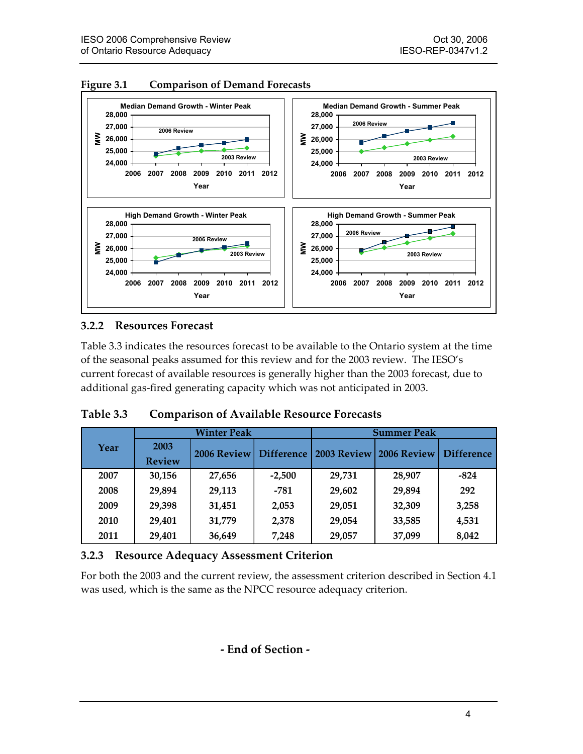**Figure 3.1 Comparison of Demand Forecasts**

## 3.2.2 Resources Forecast

Table 3.3 indicates the resources forecast to be available to the Ontario system at the time of the seasonal peaks assumed for this review and for the 2003 review. The IESO's current forecast of available resources is generally higher than the 2003 forecast, due to additional gas-fired generating capacity which was not anticipated in 2003.

**Table 3.3 Comparison of Available Resource Forecasts**

| Year | Winter Peak | | | Summer Peak | | |
|---|---|---|---|---|---|---|
| | 2003 Review | 2006 Review | Difference | 2003 Review | 2006 Review | Difference |
| 2007 | 30,156 | 27,656 | -2,500 | 29,731 | 28,907 | -824 |
| 2008 | 29,894 | 29,113 | -781 | 29,602 | 29,894 | 292 |
| 2009 | 29,398 | 31,451 | 2,053 | 29,051 | 32,309 | 3,258 |
| 2010 | 29,401 | 31,779 | 2,378 | 29,054 | 33,585 | 4,531 |
| 2011 | 29,401 | 36,649 | 7,248 | 29,057 | 37,099 | 8,042 |

## 3.2.3 Resource Adequacy Assessment Criterion

For both the 2003 and the current review, the assessment criterion described in Section 4.1 was used, which is the same as the NPCC resource adequacy criterion.

**- End of Section -**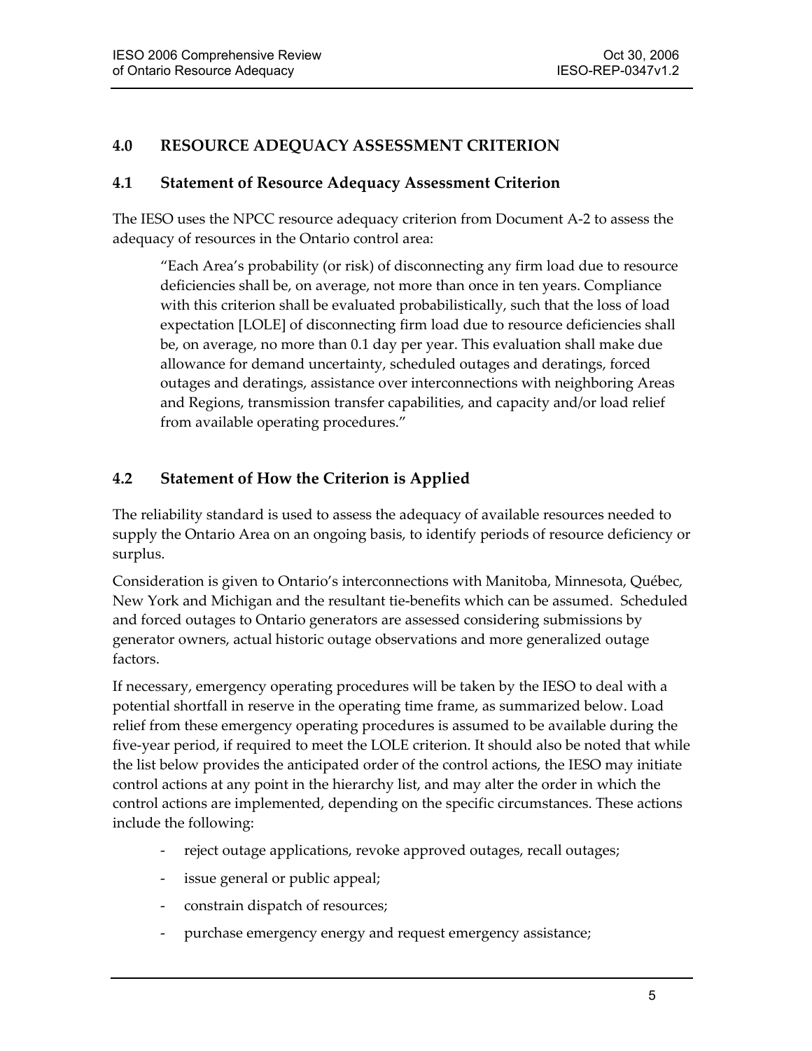## 4.0 RESOURCE ADEQUACY ASSESSMENT CRITERION

### 4.1 Statement of Resource Adequacy Assessment Criterion

The IESO uses the NPCC resource adequacy criterion from Document A-2 to assess the adequacy of resources in the Ontario control area:

> "Each Area's probability (or risk) of disconnecting any firm load due to resource deficiencies shall be, on average, not more than once in ten years. Compliance with this criterion shall be evaluated probabilistically, such that the loss of load expectation [LOLE] of disconnecting firm load due to resource deficiencies shall be, on average, no more than 0.1 day per year. This evaluation shall make due allowance for demand uncertainty, scheduled outages and deratings, forced outages and deratings, assistance over interconnections with neighboring Areas and Regions, transmission transfer capabilities, and capacity and/or load relief from available operating procedures."

### 4.2 Statement of How the Criterion is Applied

The reliability standard is used to assess the adequacy of available resources needed to supply the Ontario Area on an ongoing basis, to identify periods of resource deficiency or surplus.

Consideration is given to Ontario's interconnections with Manitoba, Minnesota, Québec, New York and Michigan and the resultant tie-benefits which can be assumed. Scheduled and forced outages to Ontario generators are assessed considering submissions by generator owners, actual historic outage observations and more generalized outage factors.

If necessary, emergency operating procedures will be taken by the IESO to deal with a potential shortfall in reserve in the operating time frame, as summarized below. Load relief from these emergency operating procedures is assumed to be available during the five-year period, if required to meet the LOLE criterion. It should also be noted that while the list below provides the anticipated order of the control actions, the IESO may initiate control actions at any point in the hierarchy list, and may alter the order in which the control actions are implemented, depending on the specific circumstances. These actions include the following:

- reject outage applications, revoke approved outages, recall outages;
- issue general or public appeal;
- constrain dispatch of resources;
- purchase emergency energy and request emergency assistance;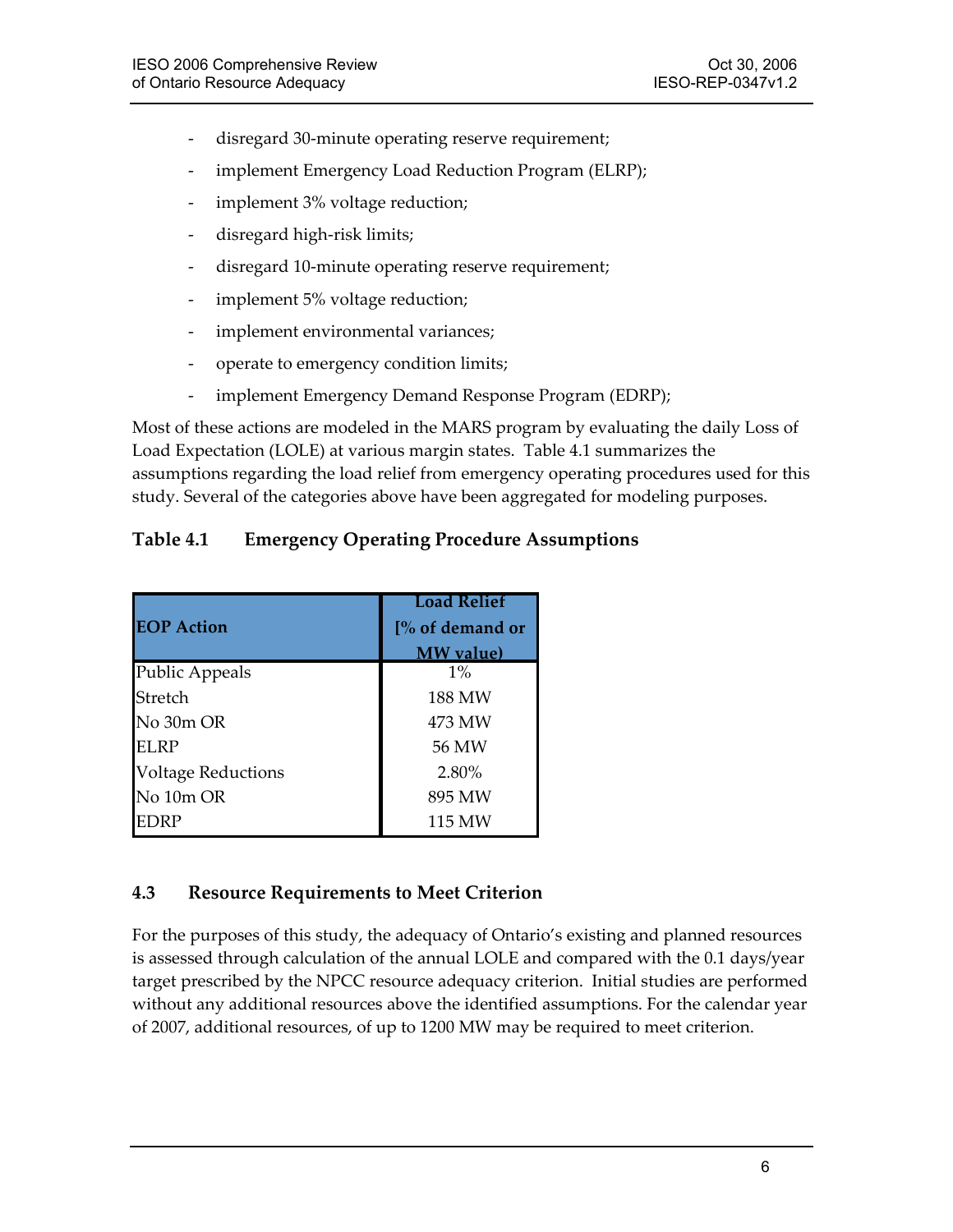- disregard 30-minute operating reserve requirement;
- implement Emergency Load Reduction Program (ELRP);
- implement 3% voltage reduction;
- disregard high-risk limits;
- disregard 10-minute operating reserve requirement;
- implement 5% voltage reduction;
- implement environmental variances;
- operate to emergency condition limits;
- implement Emergency Demand Response Program (EDRP);

Most of these actions are modeled in the MARS program by evaluating the daily Loss of Load Expectation (LOLE) at various margin states. Table 4.1 summarizes the assumptions regarding the load relief from emergency operating procedures used for this study. Several of the categories above have been aggregated for modeling purposes.

**Table 4.1 Emergency Operating Procedure Assumptions**

| EOP Action | Load Relief [% of demand or MW value) |
|---|---|
| Public Appeals | 1% |
| Stretch | 188 MW |
| No 30m OR | 473 MW |
| ELRP | 56 MW |
| Voltage Reductions | 2.80% |
| No 10m OR | 895 MW |
| EDRP | 115 MW |

### 4.3 Resource Requirements to Meet Criterion

For the purposes of this study, the adequacy of Ontario's existing and planned resources is assessed through calculation of the annual LOLE and compared with the 0.1 days/year target prescribed by the NPCC resource adequacy criterion. Initial studies are performed without any additional resources above the identified assumptions. For the calendar year of 2007, additional resources, of up to 1200 MW may be required to meet criterion.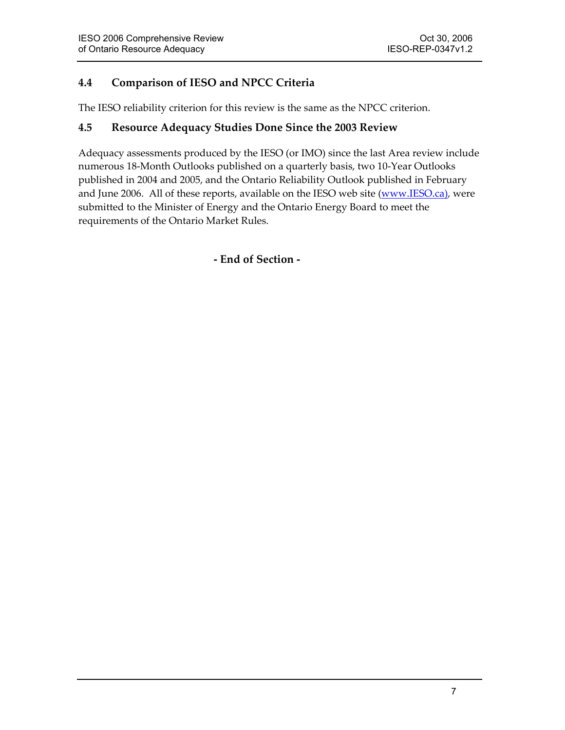## 4.4 Comparison of IESO and NPCC Criteria

The IESO reliability criterion for this review is the same as the NPCC criterion.

## 4.5 Resource Adequacy Studies Done Since the 2003 Review

Adequacy assessments produced by the IESO (or IMO) since the last Area review include numerous 18-Month Outlooks published on a quarterly basis, two 10-Year Outlooks published in 2004 and 2005, and the Ontario Reliability Outlook published in February and June 2006. All of these reports, available on the IESO web site (www.IESO.ca), were submitted to the Minister of Energy and the Ontario Energy Board to meet the requirements of the Ontario Market Rules.

**- End of Section -**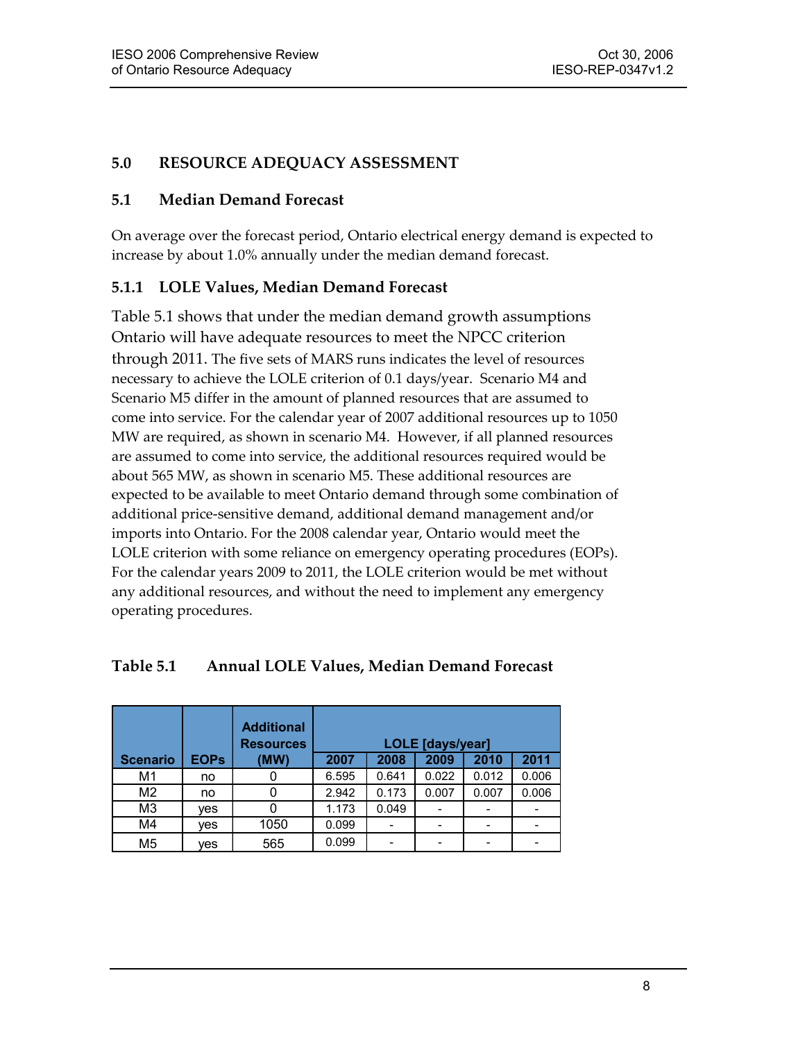## 5.0 RESOURCE ADEQUACY ASSESSMENT

### 5.1 Median Demand Forecast

On average over the forecast period, Ontario electrical energy demand is expected to increase by about 1.0% annually under the median demand forecast.

#### 5.1.1 LOLE Values, Median Demand Forecast

Table 5.1 shows that under the median demand growth assumptions Ontario will have adequate resources to meet the NPCC criterion through 2011. The five sets of MARS runs indicates the level of resources necessary to achieve the LOLE criterion of 0.1 days/year. Scenario M4 and Scenario M5 differ in the amount of planned resources that are assumed to come into service. For the calendar year of 2007 additional resources up to 1050 MW are required, as shown in scenario M4. However, if all planned resources are assumed to come into service, the additional resources required would be about 565 MW, as shown in scenario M5. These additional resources are expected to be available to meet Ontario demand through some combination of additional price-sensitive demand, additional demand management and/or imports into Ontario. For the 2008 calendar year, Ontario would meet the LOLE criterion with some reliance on emergency operating procedures (EOPs). For the calendar years 2009 to 2011, the LOLE criterion would be met without any additional resources, and without the need to implement any emergency operating procedures.

**Table 5.1 Annual LOLE Values, Median Demand Forecast**

| Scenario | EOPs | Additional Resources (MW) | LOLE [days/year] | | | | |
|---|---|---|---|---|---|---|---|
| | | | 2007 | 2008 | 2009 | 2010 | 2011 |
| M1 | no | 0 | 6.595 | 0.641 | 0.022 | 0.012 | 0.006 |
| M2 | no | 0 | 2.942 | 0.173 | 0.007 | 0.007 | 0.006 |
| M3 | yes | 0 | 1.173 | 0.049 | - | - | - |
| M4 | yes | 1050 | 0.099 | - | - | - | - |
| M5 | yes | 565 | 0.099 | - | - | - | - |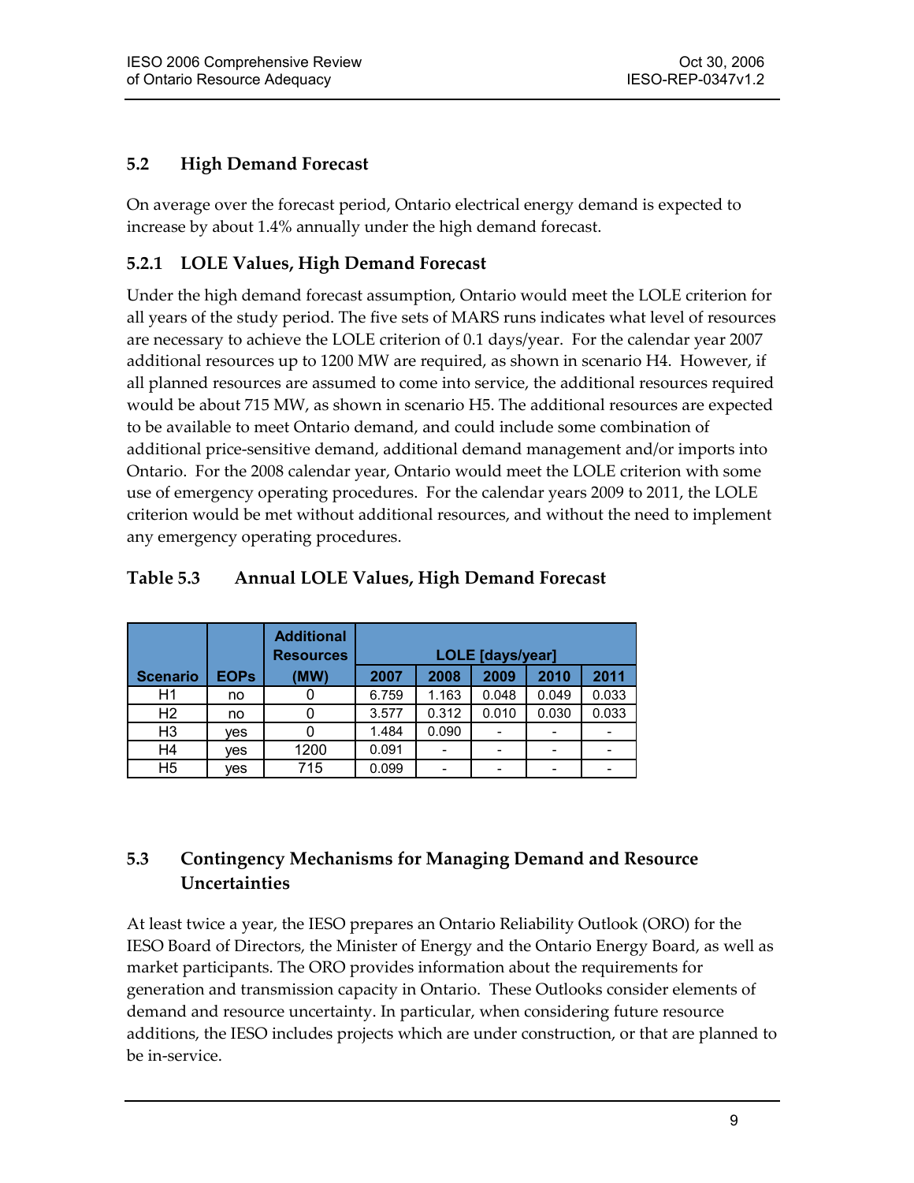## 5.2 High Demand Forecast

On average over the forecast period, Ontario electrical energy demand is expected to increase by about 1.4% annually under the high demand forecast.

### 5.2.1 LOLE Values, High Demand Forecast

Under the high demand forecast assumption, Ontario would meet the LOLE criterion for all years of the study period. The five sets of MARS runs indicates what level of resources are necessary to achieve the LOLE criterion of 0.1 days/year. For the calendar year 2007 additional resources up to 1200 MW are required, as shown in scenario H4. However, if all planned resources are assumed to come into service, the additional resources required would be about 715 MW, as shown in scenario H5. The additional resources are expected to be available to meet Ontario demand, and could include some combination of additional price-sensitive demand, additional demand management and/or imports into Ontario. For the 2008 calendar year, Ontario would meet the LOLE criterion with some use of emergency operating procedures. For the calendar years 2009 to 2011, the LOLE criterion would be met without additional resources, and without the need to implement any emergency operating procedures.

**Table 5.3 Annual LOLE Values, High Demand Forecast**

| Scenario | EOPs | Additional Resources (MW) | LOLE [days/year] | | | | |
|---|---|---|---|---|---|---|---|
| | | | 2007 | 2008 | 2009 | 2010 | 2011 |
| H1 | no | 0 | 6.759 | 1.163 | 0.048 | 0.049 | 0.033 |
| H2 | no | 0 | 3.577 | 0.312 | 0.010 | 0.030 | 0.033 |
| H3 | yes | 0 | 1.484 | 0.090 | - | - | - |
| H4 | yes | 1200 | 0.091 | - | - | - | - |
| H5 | yes | 715 | 0.099 | - | - | - | - |

## 5.3 Contingency Mechanisms for Managing Demand and Resource Uncertainties

At least twice a year, the IESO prepares an Ontario Reliability Outlook (ORO) for the IESO Board of Directors, the Minister of Energy and the Ontario Energy Board, as well as market participants. The ORO provides information about the requirements for generation and transmission capacity in Ontario. These Outlooks consider elements of demand and resource uncertainty. In particular, when considering future resource additions, the IESO includes projects which are under construction, or that are planned to be in-service.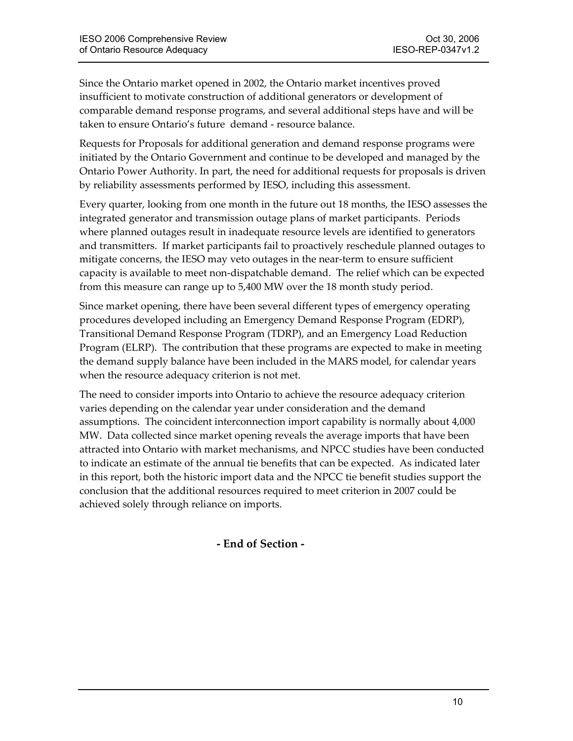Since the Ontario market opened in 2002, the Ontario market incentives proved insufficient to motivate construction of additional generators or development of comparable demand response programs, and several additional steps have and will be taken to ensure Ontario's future demand - resource balance.

Requests for Proposals for additional generation and demand response programs were initiated by the Ontario Government and continue to be developed and managed by the Ontario Power Authority. In part, the need for additional requests for proposals is driven by reliability assessments performed by IESO, including this assessment.

Every quarter, looking from one month in the future out 18 months, the IESO assesses the integrated generator and transmission outage plans of market participants. Periods where planned outages result in inadequate resource levels are identified to generators and transmitters. If market participants fail to proactively reschedule planned outages to mitigate concerns, the IESO may veto outages in the near-term to ensure sufficient capacity is available to meet non-dispatchable demand. The relief which can be expected from this measure can range up to 5,400 MW over the 18 month study period.

Since market opening, there have been several different types of emergency operating procedures developed including an Emergency Demand Response Program (EDRP), Transitional Demand Response Program (TDRP), and an Emergency Load Reduction Program (ELRP). The contribution that these programs are expected to make in meeting the demand supply balance have been included in the MARS model, for calendar years when the resource adequacy criterion is not met.

The need to consider imports into Ontario to achieve the resource adequacy criterion varies depending on the calendar year under consideration and the demand assumptions. The coincident interconnection import capability is normally about 4,000 MW. Data collected since market opening reveals the average imports that have been attracted into Ontario with market mechanisms, and NPCC studies have been conducted to indicate an estimate of the annual tie benefits that can be expected. As indicated later in this report, both the historic import data and the NPCC tie benefit studies support the conclusion that the additional resources required to meet criterion in 2007 could be achieved solely through reliance on imports.

**- End of Section -**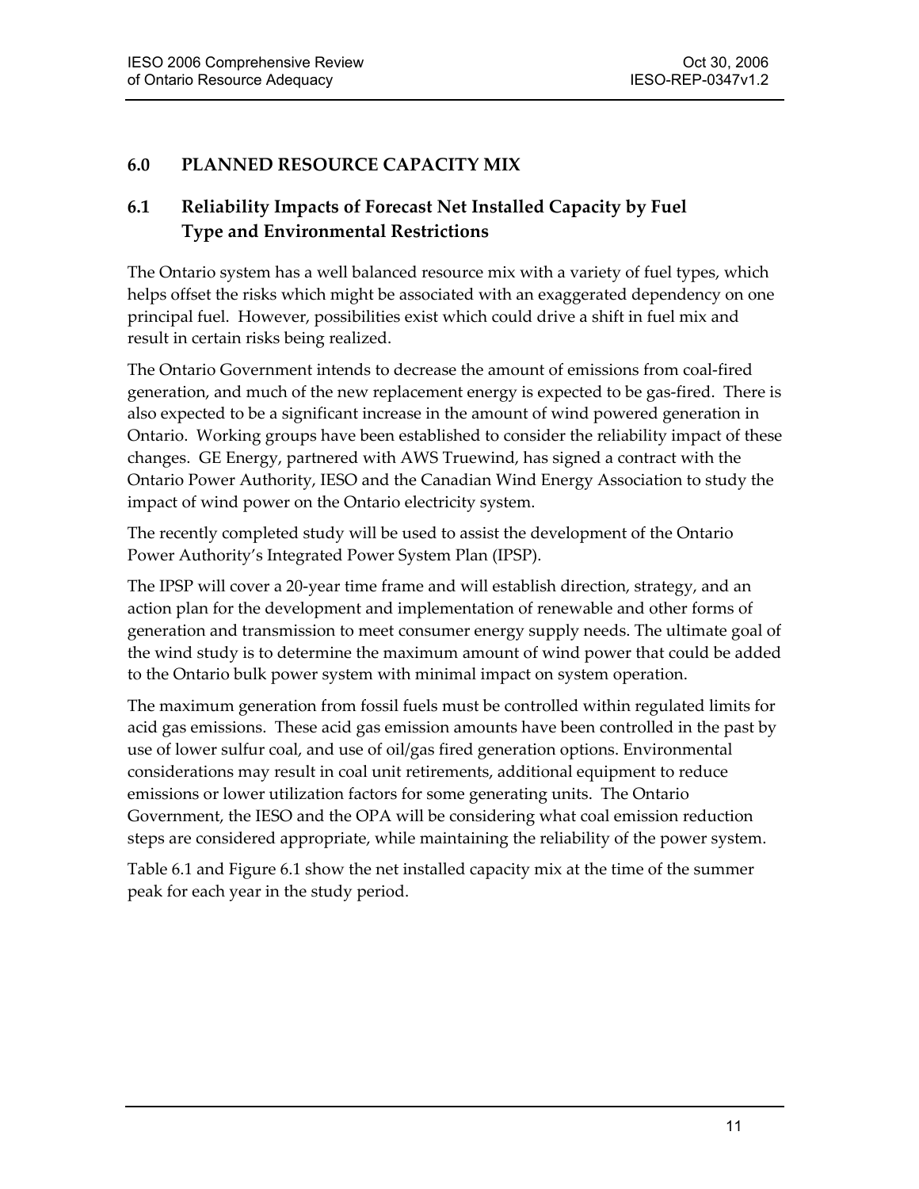## 6.0 PLANNED RESOURCE CAPACITY MIX

### 6.1 Reliability Impacts of Forecast Net Installed Capacity by Fuel Type and Environmental Restrictions

The Ontario system has a well balanced resource mix with a variety of fuel types, which helps offset the risks which might be associated with an exaggerated dependency on one principal fuel. However, possibilities exist which could drive a shift in fuel mix and result in certain risks being realized.

The Ontario Government intends to decrease the amount of emissions from coal-fired generation, and much of the new replacement energy is expected to be gas-fired. There is also expected to be a significant increase in the amount of wind powered generation in Ontario. Working groups have been established to consider the reliability impact of these changes. GE Energy, partnered with AWS Truewind, has signed a contract with the Ontario Power Authority, IESO and the Canadian Wind Energy Association to study the impact of wind power on the Ontario electricity system.

The recently completed study will be used to assist the development of the Ontario Power Authority's Integrated Power System Plan (IPSP).

The IPSP will cover a 20-year time frame and will establish direction, strategy, and an action plan for the development and implementation of renewable and other forms of generation and transmission to meet consumer energy supply needs. The ultimate goal of the wind study is to determine the maximum amount of wind power that could be added to the Ontario bulk power system with minimal impact on system operation.

The maximum generation from fossil fuels must be controlled within regulated limits for acid gas emissions. These acid gas emission amounts have been controlled in the past by use of lower sulfur coal, and use of oil/gas fired generation options. Environmental considerations may result in coal unit retirements, additional equipment to reduce emissions or lower utilization factors for some generating units. The Ontario Government, the IESO and the OPA will be considering what coal emission reduction steps are considered appropriate, while maintaining the reliability of the power system.

Table 6.1 and Figure 6.1 show the net installed capacity mix at the time of the summer peak for each year in the study period.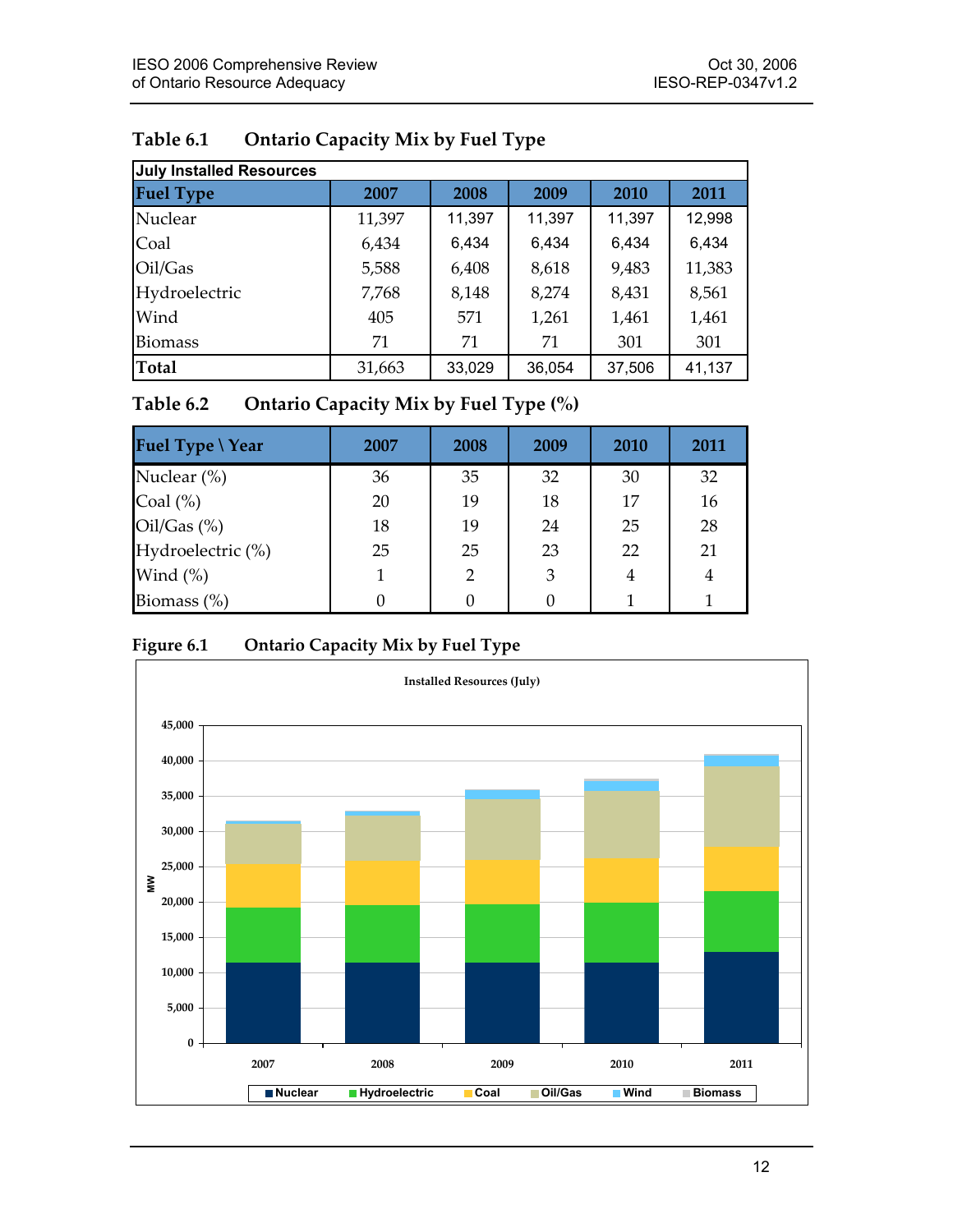**Table 6.1 Ontario Capacity Mix by Fuel Type**

| July Installed Resources | | | | | |
|---|---|---|---|---|---|
| **Fuel Type** | **2007** | **2008** | **2009** | **2010** | **2011** |
| Nuclear | 11,397 | 11,397 | 11,397 | 11,397 | 12,998 |
| Coal | 6,434 | 6,434 | 6,434 | 6,434 | 6,434 |
| Oil/Gas | 5,588 | 6,408 | 8,618 | 9,483 | 11,383 |
| Hydroelectric | 7,768 | 8,148 | 8,274 | 8,431 | 8,561 |
| Wind | 405 | 571 | 1,261 | 1,461 | 1,461 |
| Biomass | 71 | 71 | 71 | 301 | 301 |
| **Total** | 31,663 | 33,029 | 36,054 | 37,506 | 41,137 |

**Table 6.2 Ontario Capacity Mix by Fuel Type (%)**

| Fuel Type \ Year | 2007 | 2008 | 2009 | 2010 | 2011 |
|---|---|---|---|---|---|
| Nuclear (%) | 36 | 35 | 32 | 30 | 32 |
| Coal (%) | 20 | 19 | 18 | 17 | 16 |
| Oil/Gas (%) | 18 | 19 | 24 | 25 | 28 |
| Hydroelectric (%) | 25 | 25 | 23 | 22 | 21 |
| Wind (%) | 1 | 2 | 3 | 4 | 4 |
| Biomass (%) | 0 | 0 | 0 | 1 | 1 |

**Figure 6.1 Ontario Capacity Mix by Fuel Type**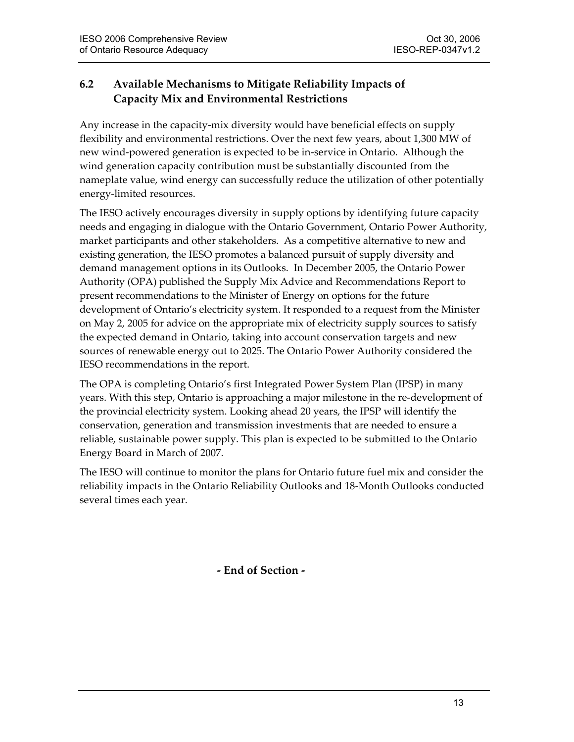## 6.2 Available Mechanisms to Mitigate Reliability Impacts of Capacity Mix and Environmental Restrictions

Any increase in the capacity-mix diversity would have beneficial effects on supply flexibility and environmental restrictions. Over the next few years, about 1,300 MW of new wind-powered generation is expected to be in-service in Ontario. Although the wind generation capacity contribution must be substantially discounted from the nameplate value, wind energy can successfully reduce the utilization of other potentially energy-limited resources.

The IESO actively encourages diversity in supply options by identifying future capacity needs and engaging in dialogue with the Ontario Government, Ontario Power Authority, market participants and other stakeholders. As a competitive alternative to new and existing generation, the IESO promotes a balanced pursuit of supply diversity and demand management options in its Outlooks. In December 2005, the Ontario Power Authority (OPA) published the Supply Mix Advice and Recommendations Report to present recommendations to the Minister of Energy on options for the future development of Ontario's electricity system. It responded to a request from the Minister on May 2, 2005 for advice on the appropriate mix of electricity supply sources to satisfy the expected demand in Ontario, taking into account conservation targets and new sources of renewable energy out to 2025. The Ontario Power Authority considered the IESO recommendations in the report.

The OPA is completing Ontario's first Integrated Power System Plan (IPSP) in many years. With this step, Ontario is approaching a major milestone in the re-development of the provincial electricity system. Looking ahead 20 years, the IPSP will identify the conservation, generation and transmission investments that are needed to ensure a reliable, sustainable power supply. This plan is expected to be submitted to the Ontario Energy Board in March of 2007.

The IESO will continue to monitor the plans for Ontario future fuel mix and consider the reliability impacts in the Ontario Reliability Outlooks and 18-Month Outlooks conducted several times each year.

**- End of Section -**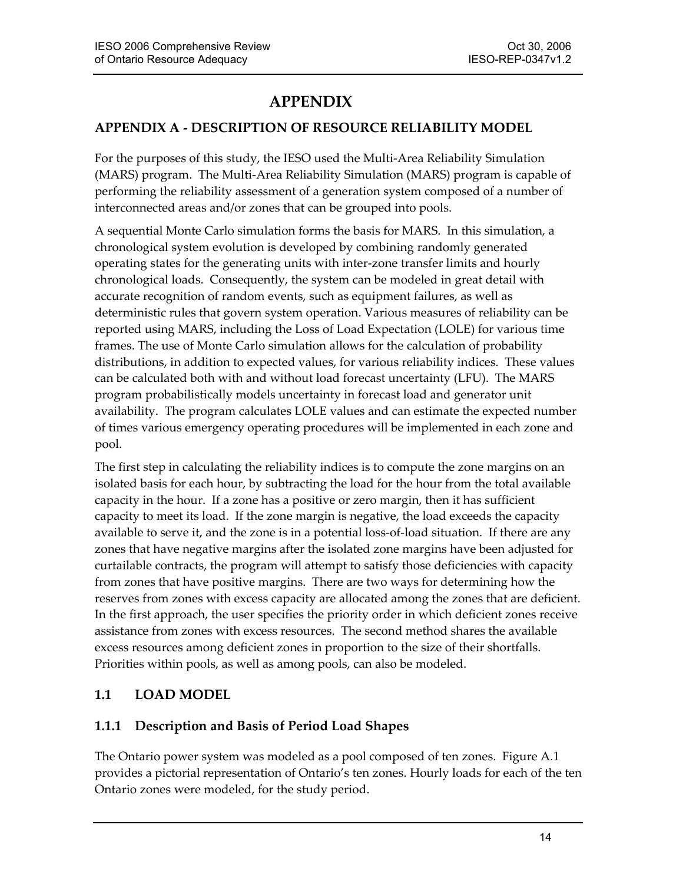# APPENDIX

## APPENDIX A - DESCRIPTION OF RESOURCE RELIABILITY MODEL

For the purposes of this study, the IESO used the Multi-Area Reliability Simulation (MARS) program. The Multi-Area Reliability Simulation (MARS) program is capable of performing the reliability assessment of a generation system composed of a number of interconnected areas and/or zones that can be grouped into pools.

A sequential Monte Carlo simulation forms the basis for MARS. In this simulation, a chronological system evolution is developed by combining randomly generated operating states for the generating units with inter-zone transfer limits and hourly chronological loads. Consequently, the system can be modeled in great detail with accurate recognition of random events, such as equipment failures, as well as deterministic rules that govern system operation. Various measures of reliability can be reported using MARS, including the Loss of Load Expectation (LOLE) for various time frames. The use of Monte Carlo simulation allows for the calculation of probability distributions, in addition to expected values, for various reliability indices. These values can be calculated both with and without load forecast uncertainty (LFU). The MARS program probabilistically models uncertainty in forecast load and generator unit availability. The program calculates LOLE values and can estimate the expected number of times various emergency operating procedures will be implemented in each zone and pool.

The first step in calculating the reliability indices is to compute the zone margins on an isolated basis for each hour, by subtracting the load for the hour from the total available capacity in the hour. If a zone has a positive or zero margin, then it has sufficient capacity to meet its load. If the zone margin is negative, the load exceeds the capacity available to serve it, and the zone is in a potential loss-of-load situation. If there are any zones that have negative margins after the isolated zone margins have been adjusted for curtailable contracts, the program will attempt to satisfy those deficiencies with capacity from zones that have positive margins. There are two ways for determining how the reserves from zones with excess capacity are allocated among the zones that are deficient. In the first approach, the user specifies the priority order in which deficient zones receive assistance from zones with excess resources. The second method shares the available excess resources among deficient zones in proportion to the size of their shortfalls. Priorities within pools, as well as among pools, can also be modeled.

### 1.1 LOAD MODEL

#### 1.1.1 Description and Basis of Period Load Shapes

The Ontario power system was modeled as a pool composed of ten zones. Figure A.1 provides a pictorial representation of Ontario's ten zones. Hourly loads for each of the ten Ontario zones were modeled, for the study period.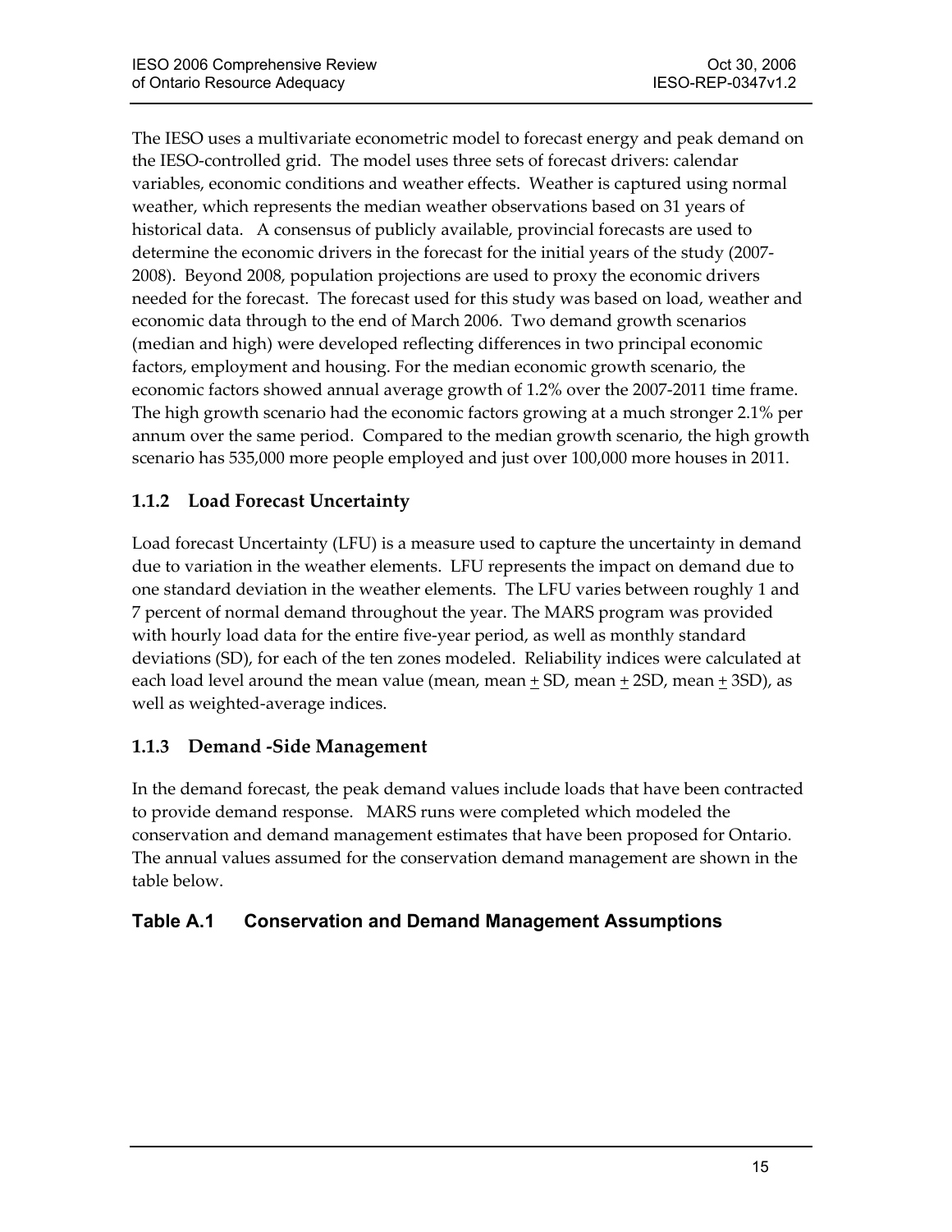The IESO uses a multivariate econometric model to forecast energy and peak demand on the IESO-controlled grid. The model uses three sets of forecast drivers: calendar variables, economic conditions and weather effects. Weather is captured using normal weather, which represents the median weather observations based on 31 years of historical data. A consensus of publicly available, provincial forecasts are used to determine the economic drivers in the forecast for the initial years of the study (2007-2008). Beyond 2008, population projections are used to proxy the economic drivers needed for the forecast. The forecast used for this study was based on load, weather and economic data through to the end of March 2006. Two demand growth scenarios (median and high) were developed reflecting differences in two principal economic factors, employment and housing. For the median economic growth scenario, the economic factors showed annual average growth of 1.2% over the 2007-2011 time frame. The high growth scenario had the economic factors growing at a much stronger 2.1% per annum over the same period. Compared to the median growth scenario, the high growth scenario has 535,000 more people employed and just over 100,000 more houses in 2011.

### 1.1.2 Load Forecast Uncertainty

Load forecast Uncertainty (LFU) is a measure used to capture the uncertainty in demand due to variation in the weather elements. LFU represents the impact on demand due to one standard deviation in the weather elements. The LFU varies between roughly 1 and 7 percent of normal demand throughout the year. The MARS program was provided with hourly load data for the entire five-year period, as well as monthly standard deviations (SD), for each of the ten zones modeled. Reliability indices were calculated at each load level around the mean value (mean, mean ± SD, mean ± 2SD, mean ± 3SD), as well as weighted-average indices.

### 1.1.3 Demand -Side Management

In the demand forecast, the peak demand values include loads that have been contracted to provide demand response. MARS runs were completed which modeled the conservation and demand management estimates that have been proposed for Ontario. The annual values assumed for the conservation demand management are shown in the table below.

### Table A.1 Conservation and Demand Management Assumptions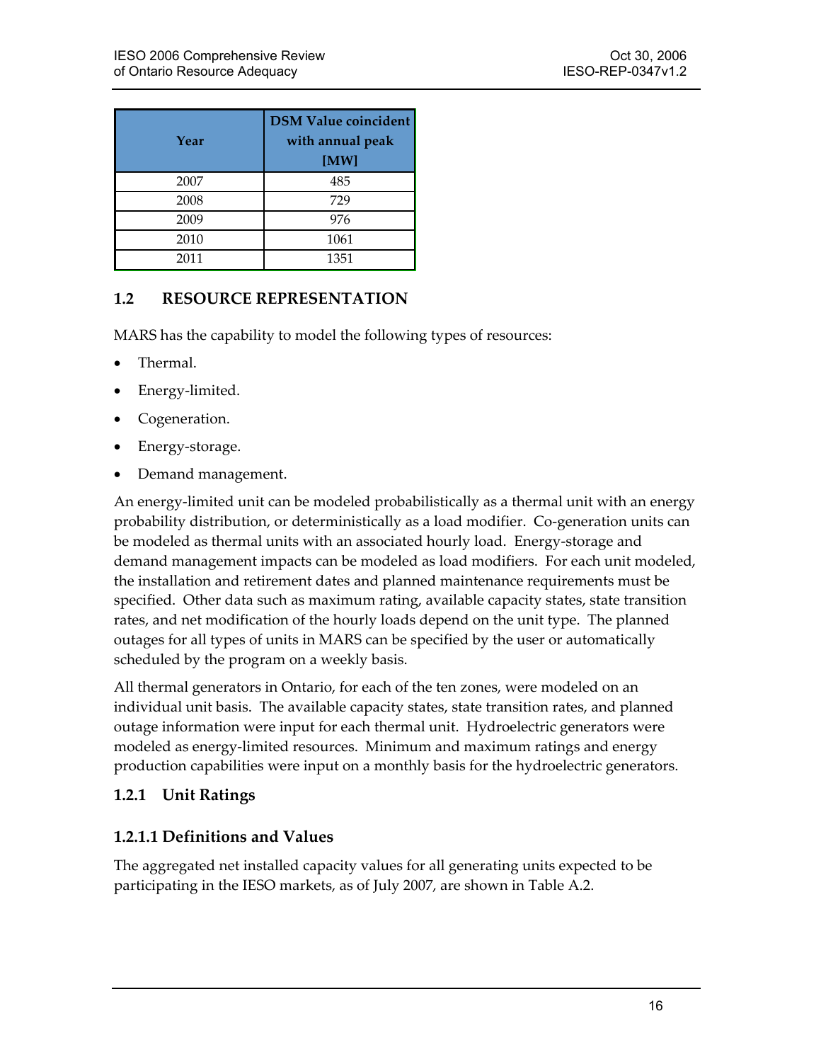| Year | DSM Value coincident with annual peak [MW] |
| --- | --- |
| 2007 | 485 |
| 2008 | 729 |
| 2009 | 976 |
| 2010 | 1061 |
| 2011 | 1351 |

## 1.2 RESOURCE REPRESENTATION

MARS has the capability to model the following types of resources:

- Thermal.
- Energy-limited.
- Cogeneration.
- Energy-storage.
- Demand management.

An energy-limited unit can be modeled probabilistically as a thermal unit with an energy probability distribution, or deterministically as a load modifier. Co-generation units can be modeled as thermal units with an associated hourly load. Energy-storage and demand management impacts can be modeled as load modifiers. For each unit modeled, the installation and retirement dates and planned maintenance requirements must be specified. Other data such as maximum rating, available capacity states, state transition rates, and net modification of the hourly loads depend on the unit type. The planned outages for all types of units in MARS can be specified by the user or automatically scheduled by the program on a weekly basis.

All thermal generators in Ontario, for each of the ten zones, were modeled on an individual unit basis. The available capacity states, state transition rates, and planned outage information were input for each thermal unit. Hydroelectric generators were modeled as energy-limited resources. Minimum and maximum ratings and energy production capabilities were input on a monthly basis for the hydroelectric generators.

### 1.2.1 Unit Ratings

#### 1.2.1.1 Definitions and Values

The aggregated net installed capacity values for all generating units expected to be participating in the IESO markets, as of July 2007, are shown in Table A.2.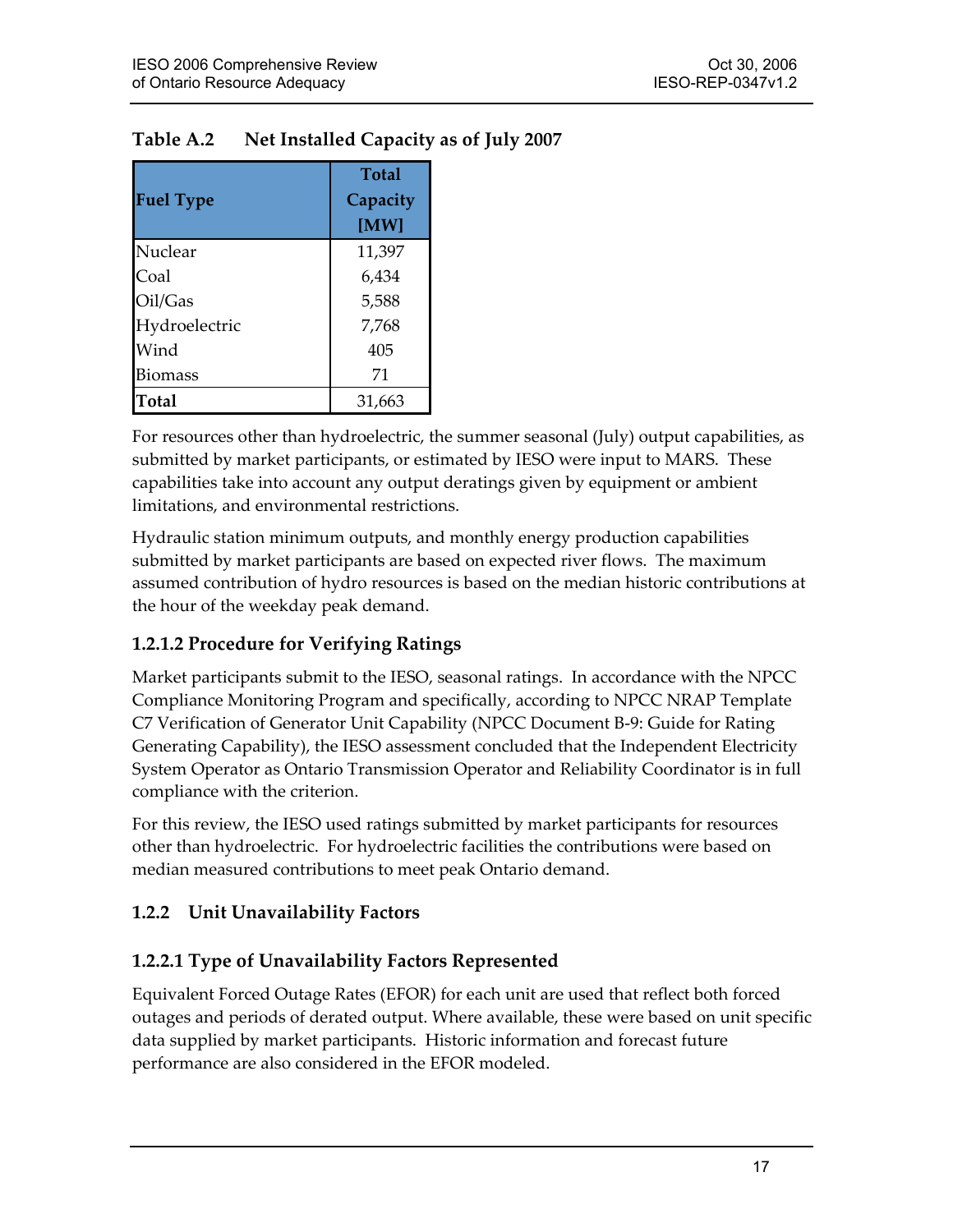**Table A.2 Net Installed Capacity as of July 2007**

| Fuel Type | Total Capacity [MW] |
|---|---|
| Nuclear | 11,397 |
| Coal | 6,434 |
| Oil/Gas | 5,588 |
| Hydroelectric | 7,768 |
| Wind | 405 |
| Biomass | 71 |
| **Total** | 31,663 |

For resources other than hydroelectric, the summer seasonal (July) output capabilities, as submitted by market participants, or estimated by IESO were input to MARS. These capabilities take into account any output deratings given by equipment or ambient limitations, and environmental restrictions.

Hydraulic station minimum outputs, and monthly energy production capabilities submitted by market participants are based on expected river flows. The maximum assumed contribution of hydro resources is based on the median historic contributions at the hour of the weekday peak demand.

### 1.2.1.2 Procedure for Verifying Ratings

Market participants submit to the IESO, seasonal ratings. In accordance with the NPCC Compliance Monitoring Program and specifically, according to NPCC NRAP Template C7 Verification of Generator Unit Capability (NPCC Document B-9: Guide for Rating Generating Capability), the IESO assessment concluded that the Independent Electricity System Operator as Ontario Transmission Operator and Reliability Coordinator is in full compliance with the criterion.

For this review, the IESO used ratings submitted by market participants for resources other than hydroelectric. For hydroelectric facilities the contributions were based on median measured contributions to meet peak Ontario demand.

## 1.2.2 Unit Unavailability Factors

### 1.2.2.1 Type of Unavailability Factors Represented

Equivalent Forced Outage Rates (EFOR) for each unit are used that reflect both forced outages and periods of derated output. Where available, these were based on unit specific data supplied by market participants. Historic information and forecast future performance are also considered in the EFOR modeled.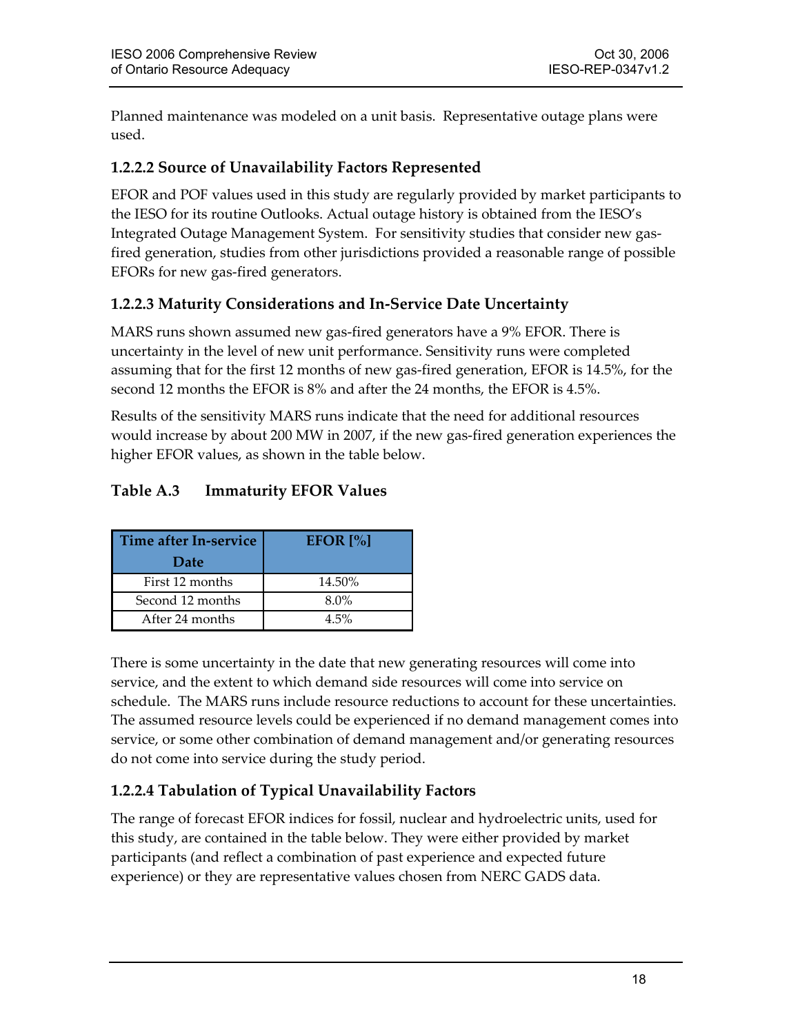Planned maintenance was modeled on a unit basis. Representative outage plans were used.

### 1.2.2.2 Source of Unavailability Factors Represented

EFOR and POF values used in this study are regularly provided by market participants to the IESO for its routine Outlooks. Actual outage history is obtained from the IESO's Integrated Outage Management System. For sensitivity studies that consider new gas-fired generation, studies from other jurisdictions provided a reasonable range of possible EFORs for new gas-fired generators.

### 1.2.2.3 Maturity Considerations and In-Service Date Uncertainty

MARS runs shown assumed new gas-fired generators have a 9% EFOR. There is uncertainty in the level of new unit performance. Sensitivity runs were completed assuming that for the first 12 months of new gas-fired generation, EFOR is 14.5%, for the second 12 months the EFOR is 8% and after the 24 months, the EFOR is 4.5%.

Results of the sensitivity MARS runs indicate that the need for additional resources would increase by about 200 MW in 2007, if the new gas-fired generation experiences the higher EFOR values, as shown in the table below.

### Table A.3 Immaturity EFOR Values

| Time after In-service Date | EFOR [%] |
|---|---|
| First 12 months | 14.50% |
| Second 12 months | 8.0% |
| After 24 months | 4.5% |

There is some uncertainty in the date that new generating resources will come into service, and the extent to which demand side resources will come into service on schedule. The MARS runs include resource reductions to account for these uncertainties. The assumed resource levels could be experienced if no demand management comes into service, or some other combination of demand management and/or generating resources do not come into service during the study period.

### 1.2.2.4 Tabulation of Typical Unavailability Factors

The range of forecast EFOR indices for fossil, nuclear and hydroelectric units, used for this study, are contained in the table below. They were either provided by market participants (and reflect a combination of past experience and expected future experience) or they are representative values chosen from NERC GADS data.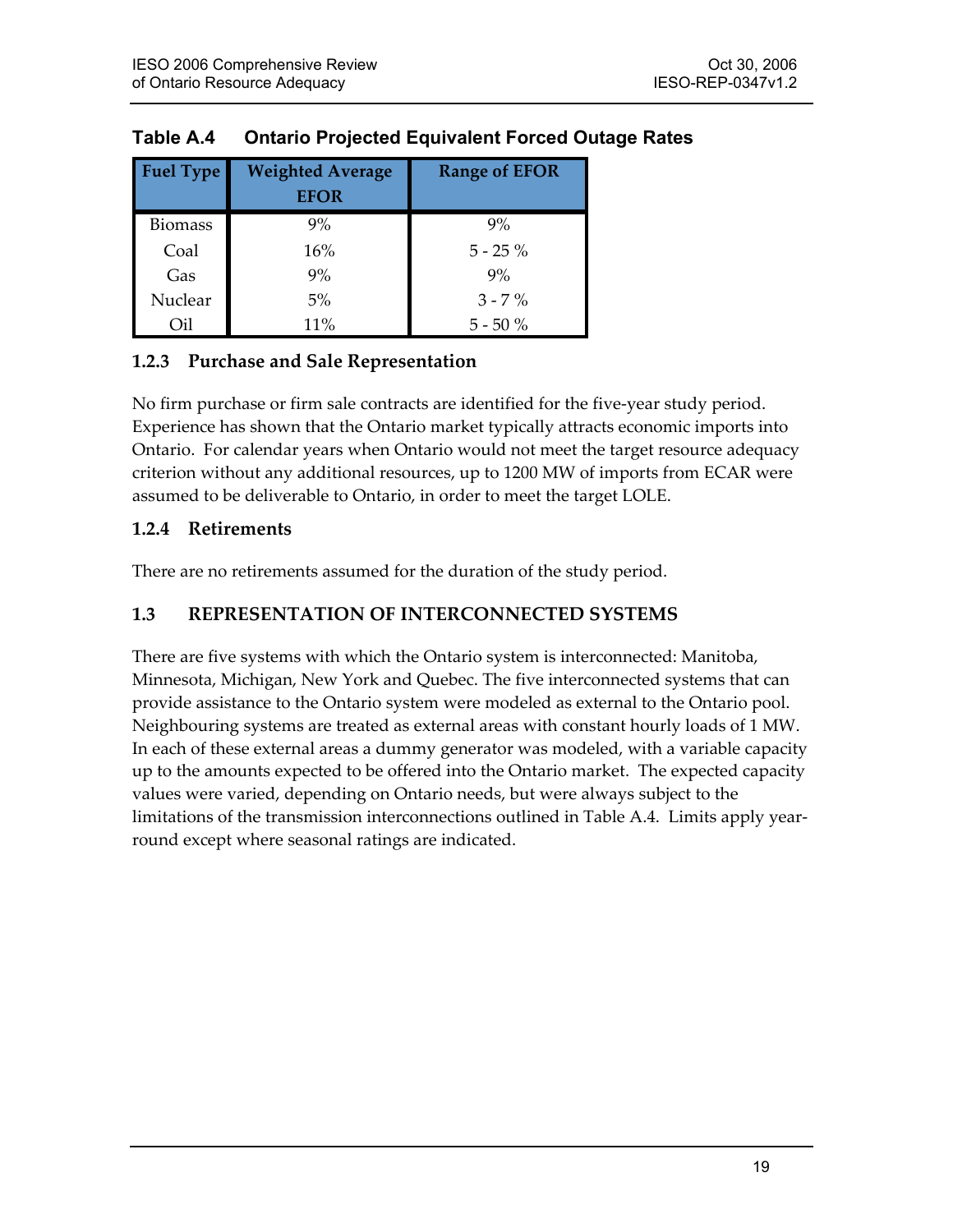**Table A.4 Ontario Projected Equivalent Forced Outage Rates**

| Fuel Type | Weighted Average EFOR | Range of EFOR |
|---|---|---|
| Biomass | 9% | 9% |
| Coal | 16% | 5 - 25 % |
| Gas | 9% | 9% |
| Nuclear | 5% | 3 - 7 % |
| Oil | 11% | 5 - 50 % |

### 1.2.3 Purchase and Sale Representation

No firm purchase or firm sale contracts are identified for the five-year study period. Experience has shown that the Ontario market typically attracts economic imports into Ontario. For calendar years when Ontario would not meet the target resource adequacy criterion without any additional resources, up to 1200 MW of imports from ECAR were assumed to be deliverable to Ontario, in order to meet the target LOLE.

### 1.2.4 Retirements

There are no retirements assumed for the duration of the study period.

## 1.3 REPRESENTATION OF INTERCONNECTED SYSTEMS

There are five systems with which the Ontario system is interconnected: Manitoba, Minnesota, Michigan, New York and Quebec. The five interconnected systems that can provide assistance to the Ontario system were modeled as external to the Ontario pool. Neighbouring systems are treated as external areas with constant hourly loads of 1 MW. In each of these external areas a dummy generator was modeled, with a variable capacity up to the amounts expected to be offered into the Ontario market. The expected capacity values were varied, depending on Ontario needs, but were always subject to the limitations of the transmission interconnections outlined in Table A.4. Limits apply year-round except where seasonal ratings are indicated.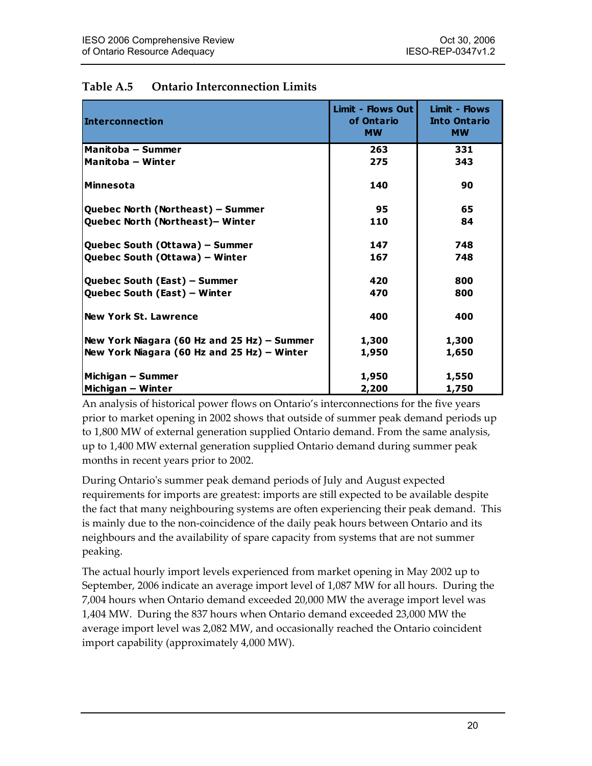### Table A.5 Ontario Interconnection Limits

| Interconnection | Limit - Flows Out of Ontario MW | Limit - Flows Into Ontario MW |
|---|---|---|
| Manitoba – Summer | 263 | 331 |
| Manitoba – Winter | 275 | 343 |
| Minnesota | 140 | 90 |
| Quebec North (Northeast) – Summer | 95 | 65 |
| Quebec North (Northeast)– Winter | 110 | 84 |
| Quebec South (Ottawa) – Summer | 147 | 748 |
| Quebec South (Ottawa) – Winter | 167 | 748 |
| Quebec South (East) – Summer | 420 | 800 |
| Quebec South (East) – Winter | 470 | 800 |
| New York St. Lawrence | 400 | 400 |
| New York Niagara (60 Hz and 25 Hz) – Summer | 1,300 | 1,300 |
| New York Niagara (60 Hz and 25 Hz) – Winter | 1,950 | 1,650 |
| Michigan – Summer | 1,950 | 1,550 |
| Michigan – Winter | 2,200 | 1,750 |

An analysis of historical power flows on Ontario's interconnections for the five years prior to market opening in 2002 shows that outside of summer peak demand periods up to 1,800 MW of external generation supplied Ontario demand. From the same analysis, up to 1,400 MW external generation supplied Ontario demand during summer peak months in recent years prior to 2002.

During Ontario's summer peak demand periods of July and August expected requirements for imports are greatest: imports are still expected to be available despite the fact that many neighbouring systems are often experiencing their peak demand. This is mainly due to the non-coincidence of the daily peak hours between Ontario and its neighbours and the availability of spare capacity from systems that are not summer peaking.

The actual hourly import levels experienced from market opening in May 2002 up to September, 2006 indicate an average import level of 1,087 MW for all hours. During the 7,004 hours when Ontario demand exceeded 20,000 MW the average import level was 1,404 MW. During the 837 hours when Ontario demand exceeded 23,000 MW the average import level was 2,082 MW, and occasionally reached the Ontario coincident import capability (approximately 4,000 MW).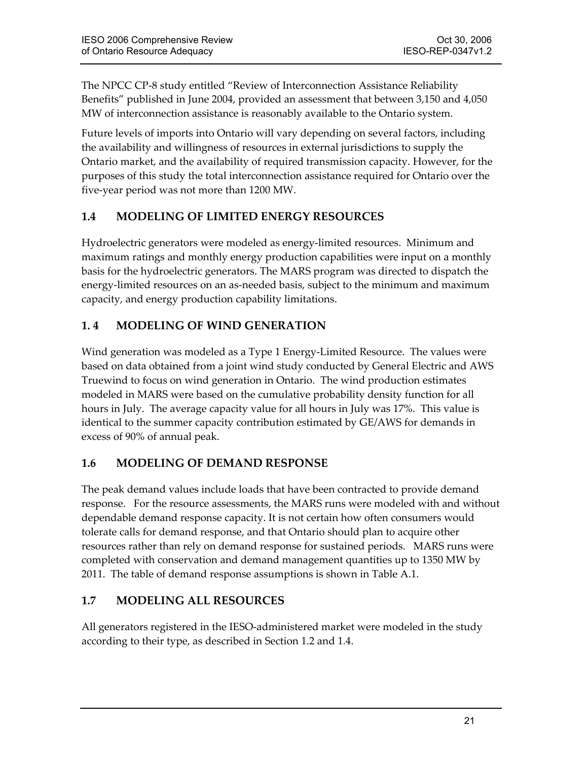The NPCC CP-8 study entitled "Review of Interconnection Assistance Reliability Benefits" published in June 2004, provided an assessment that between 3,150 and 4,050 MW of interconnection assistance is reasonably available to the Ontario system.

Future levels of imports into Ontario will vary depending on several factors, including the availability and willingness of resources in external jurisdictions to supply the Ontario market, and the availability of required transmission capacity. However, for the purposes of this study the total interconnection assistance required for Ontario over the five-year period was not more than 1200 MW.

## 1.4 MODELING OF LIMITED ENERGY RESOURCES

Hydroelectric generators were modeled as energy-limited resources. Minimum and maximum ratings and monthly energy production capabilities were input on a monthly basis for the hydroelectric generators. The MARS program was directed to dispatch the energy-limited resources on an as-needed basis, subject to the minimum and maximum capacity, and energy production capability limitations.

## 1. 4 MODELING OF WIND GENERATION

Wind generation was modeled as a Type 1 Energy-Limited Resource. The values were based on data obtained from a joint wind study conducted by General Electric and AWS Truewind to focus on wind generation in Ontario. The wind production estimates modeled in MARS were based on the cumulative probability density function for all hours in July. The average capacity value for all hours in July was 17%. This value is identical to the summer capacity contribution estimated by GE/AWS for demands in excess of 90% of annual peak.

## 1.6 MODELING OF DEMAND RESPONSE

The peak demand values include loads that have been contracted to provide demand response. For the resource assessments, the MARS runs were modeled with and without dependable demand response capacity. It is not certain how often consumers would tolerate calls for demand response, and that Ontario should plan to acquire other resources rather than rely on demand response for sustained periods. MARS runs were completed with conservation and demand management quantities up to 1350 MW by 2011. The table of demand response assumptions is shown in Table A.1.

## 1.7 MODELING ALL RESOURCES

All generators registered in the IESO-administered market were modeled in the study according to their type, as described in Section 1.2 and 1.4.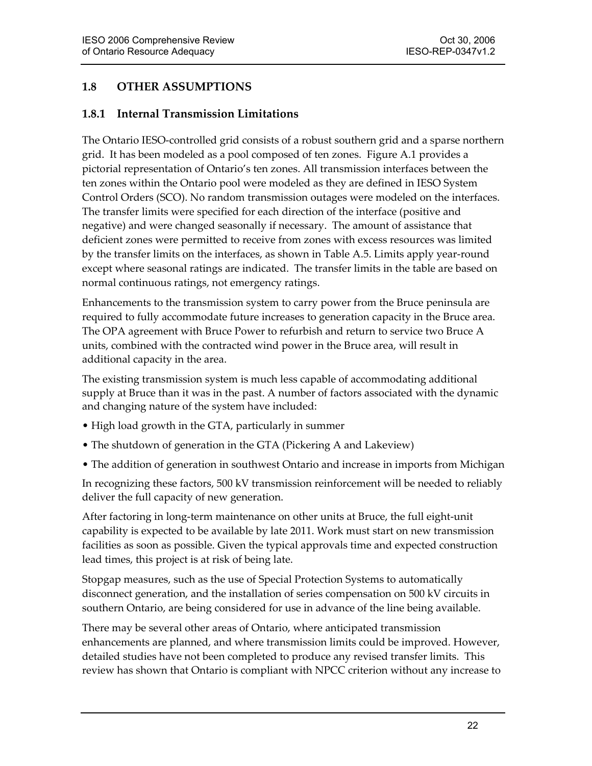## 1.8 OTHER ASSUMPTIONS

### 1.8.1 Internal Transmission Limitations

The Ontario IESO-controlled grid consists of a robust southern grid and a sparse northern grid. It has been modeled as a pool composed of ten zones. Figure A.1 provides a pictorial representation of Ontario's ten zones. All transmission interfaces between the ten zones within the Ontario pool were modeled as they are defined in IESO System Control Orders (SCO). No random transmission outages were modeled on the interfaces. The transfer limits were specified for each direction of the interface (positive and negative) and were changed seasonally if necessary. The amount of assistance that deficient zones were permitted to receive from zones with excess resources was limited by the transfer limits on the interfaces, as shown in Table A.5. Limits apply year-round except where seasonal ratings are indicated. The transfer limits in the table are based on normal continuous ratings, not emergency ratings.

Enhancements to the transmission system to carry power from the Bruce peninsula are required to fully accommodate future increases to generation capacity in the Bruce area. The OPA agreement with Bruce Power to refurbish and return to service two Bruce A units, combined with the contracted wind power in the Bruce area, will result in additional capacity in the area.

The existing transmission system is much less capable of accommodating additional supply at Bruce than it was in the past. A number of factors associated with the dynamic and changing nature of the system have included:

- High load growth in the GTA, particularly in summer
- The shutdown of generation in the GTA (Pickering A and Lakeview)
- The addition of generation in southwest Ontario and increase in imports from Michigan

In recognizing these factors, 500 kV transmission reinforcement will be needed to reliably deliver the full capacity of new generation.

After factoring in long-term maintenance on other units at Bruce, the full eight-unit capability is expected to be available by late 2011. Work must start on new transmission facilities as soon as possible. Given the typical approvals time and expected construction lead times, this project is at risk of being late.

Stopgap measures, such as the use of Special Protection Systems to automatically disconnect generation, and the installation of series compensation on 500 kV circuits in southern Ontario, are being considered for use in advance of the line being available.

There may be several other areas of Ontario, where anticipated transmission enhancements are planned, and where transmission limits could be improved. However, detailed studies have not been completed to produce any revised transfer limits. This review has shown that Ontario is compliant with NPCC criterion without any increase to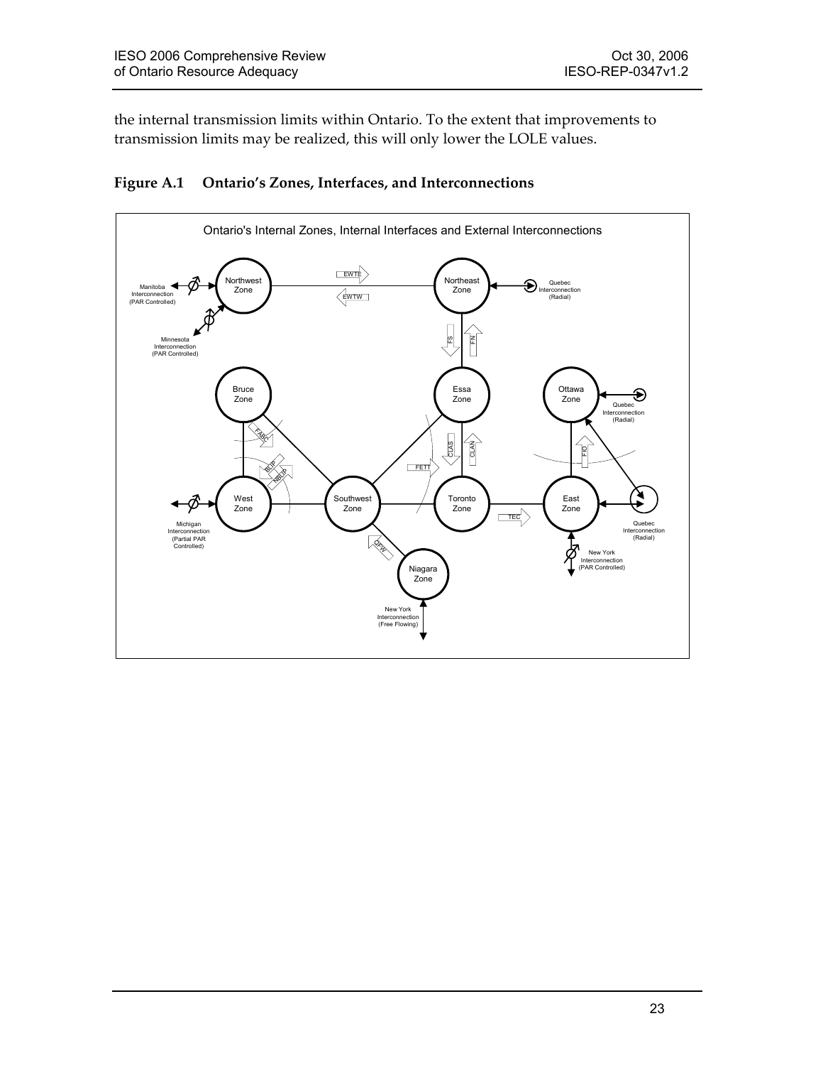the internal transmission limits within Ontario. To the extent that improvements to transmission limits may be realized, this will only lower the LOLE values.

### Figure A.1 Ontario's Zones, Interfaces, and Interconnections

Ontario's Internal Zones, Internal Interfaces and External Interconnections

Northwest Zone — Northeast Zone (EWTE, EWTW)

Manitoba Interconnection (PAR Controlled)

Minnesota Interconnection (PAR Controlled)

Quebec Interconnection (Radial)

Northeast Zone — Essa Zone (FS, FN)

Bruce Zone — Essa Zone — Ottawa Zone

Quebec Interconnection (Radial)

FABC, BLIP, NBLIP, CLAS, CLAN, FETT, FIO

West Zone — Southwest Zone — Toronto Zone — East Zone

Michigan Interconnection (Partial PAR Controlled)

TEC

Quebec Interconnection (Radial)

New York Interconnection (PAR Controlled)

QFW

Niagara Zone

New York Interconnection (Free Flowing)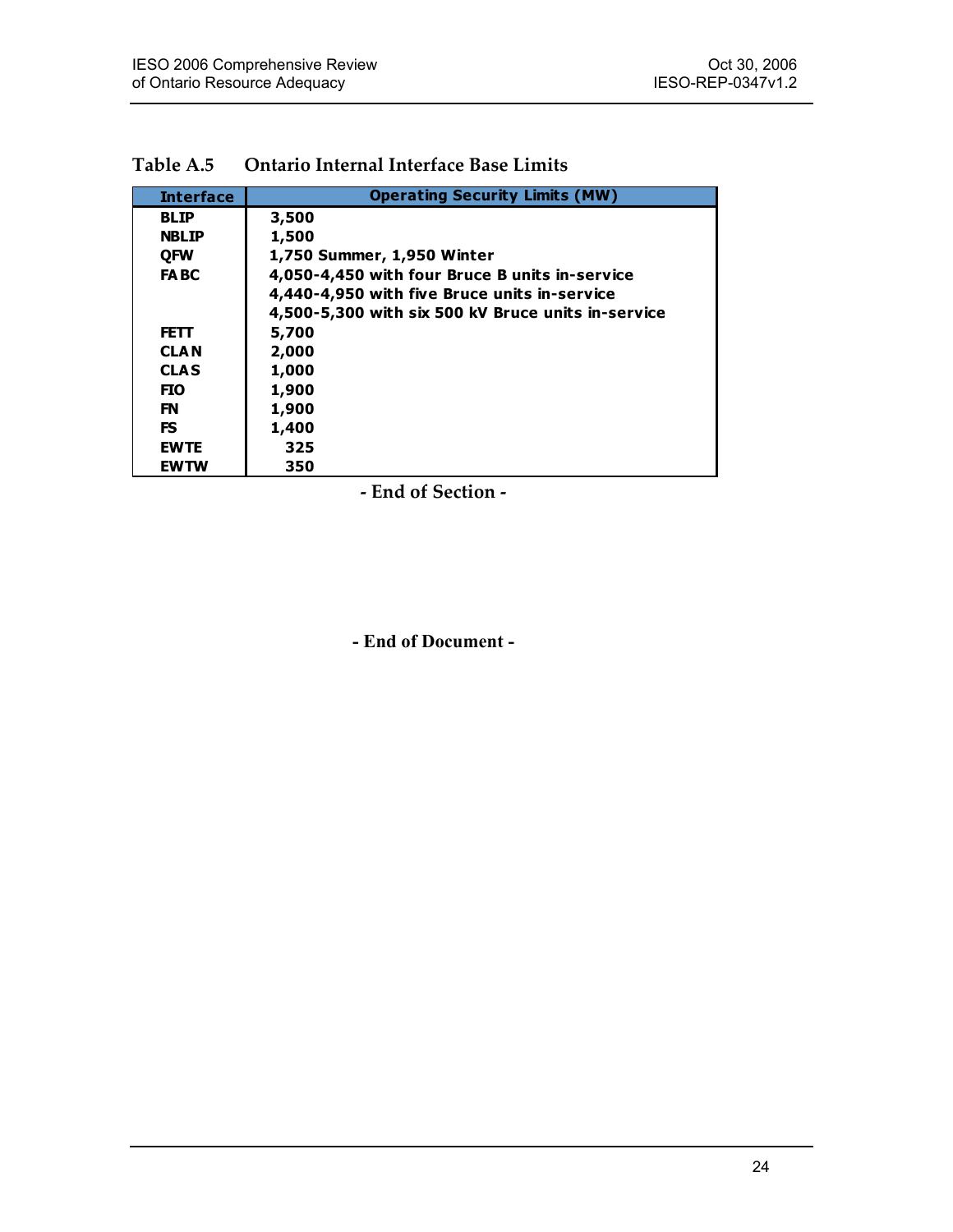**Table A.5 Ontario Internal Interface Base Limits**

| Interface | Operating Security Limits (MW) |
|---|---|
| BLIP | 3,500 |
| NBLIP | 1,500 |
| QFW | 1,750 Summer, 1,950 Winter |
| FABC | 4,050-4,450 with four Bruce B units in-service<br>4,440-4,950 with five Bruce units in-service<br>4,500-5,300 with six 500 kV Bruce units in-service |
| FETT | 5,700 |
| CLAN | 2,000 |
| CLAS | 1,000 |
| FIO | 1,900 |
| FN | 1,900 |
| FS | 1,400 |
| EWTE | 325 |
| EWTW | 350 |

**- End of Section -**

**- End of Document -**